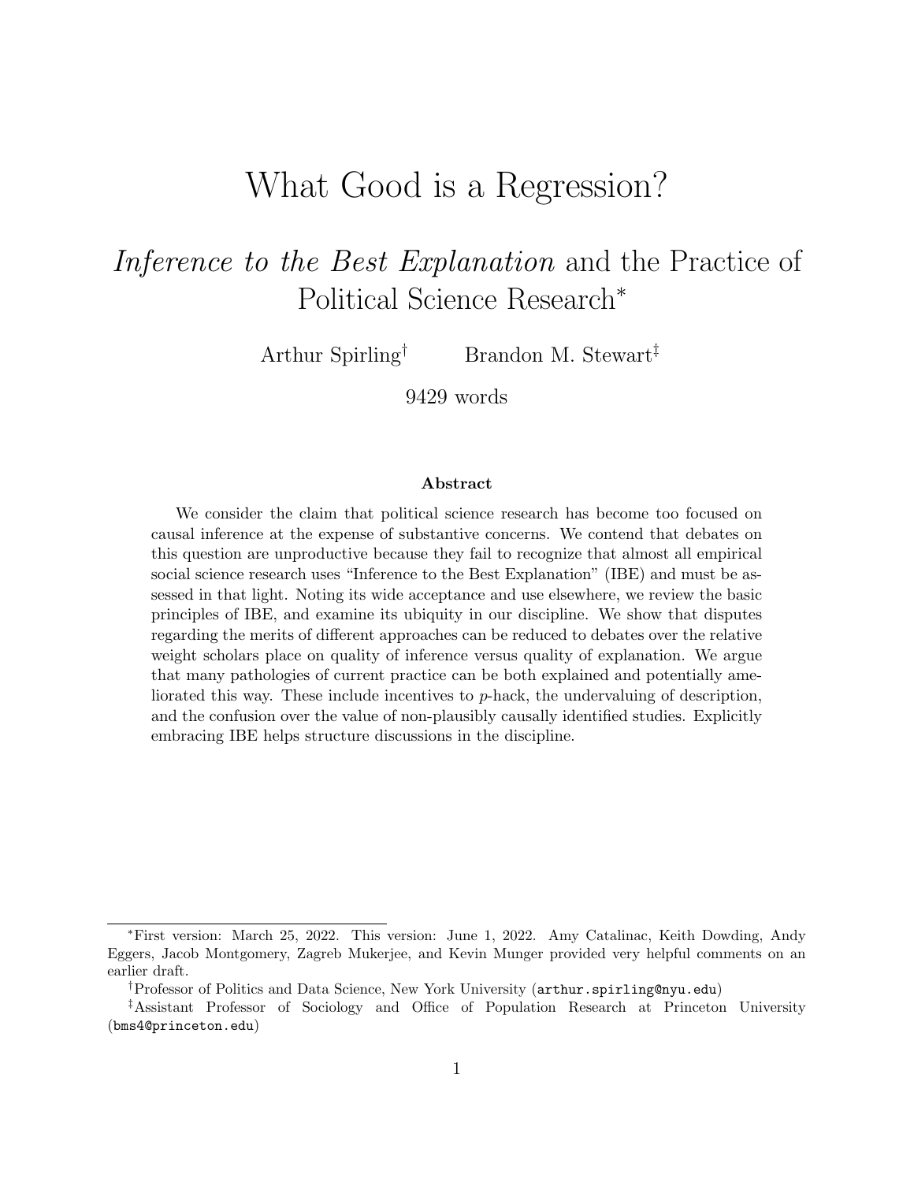# What Good is a Regression?

## *Inference to the Best Explanation* and the Practice of Political Science Research[*]

Arthur Spirling[†] Brandon M. Stewart[‡]

9429 words

### Abstract

We consider the claim that political science research has become too focused on causal inference at the expense of substantive concerns. We contend that debates on this question are unproductive because they fail to recognize that almost all empirical social science research uses "Inference to the Best Explanation" (IBE) and must be assessed in that light. Noting its wide acceptance and use elsewhere, we review the basic principles of IBE, and examine its ubiquity in our discipline. We show that disputes regarding the merits of different approaches can be reduced to debates over the relative weight scholars place on quality of inference versus quality of explanation. We argue that many pathologies of current practice can be both explained and potentially ameliorated this way. These include incentives to *p*-hack, the undervaluing of description, and the confusion over the value of non-plausibly causally identified studies. Explicitly embracing IBE helps structure discussions in the discipline.

---

[*]First version: March 25, 2022. This version: June 1, 2022. Amy Catalinac, Keith Dowding, Andy Eggers, Jacob Montgomery, Zagreb Mukerjee, and Kevin Munger provided very helpful comments on an earlier draft.

[†]Professor of Politics and Data Science, New York University (`arthur.spirling@nyu.edu`)

[‡]Assistant Professor of Sociology and Office of Population Research at Princeton University (`bms4@princeton.edu`)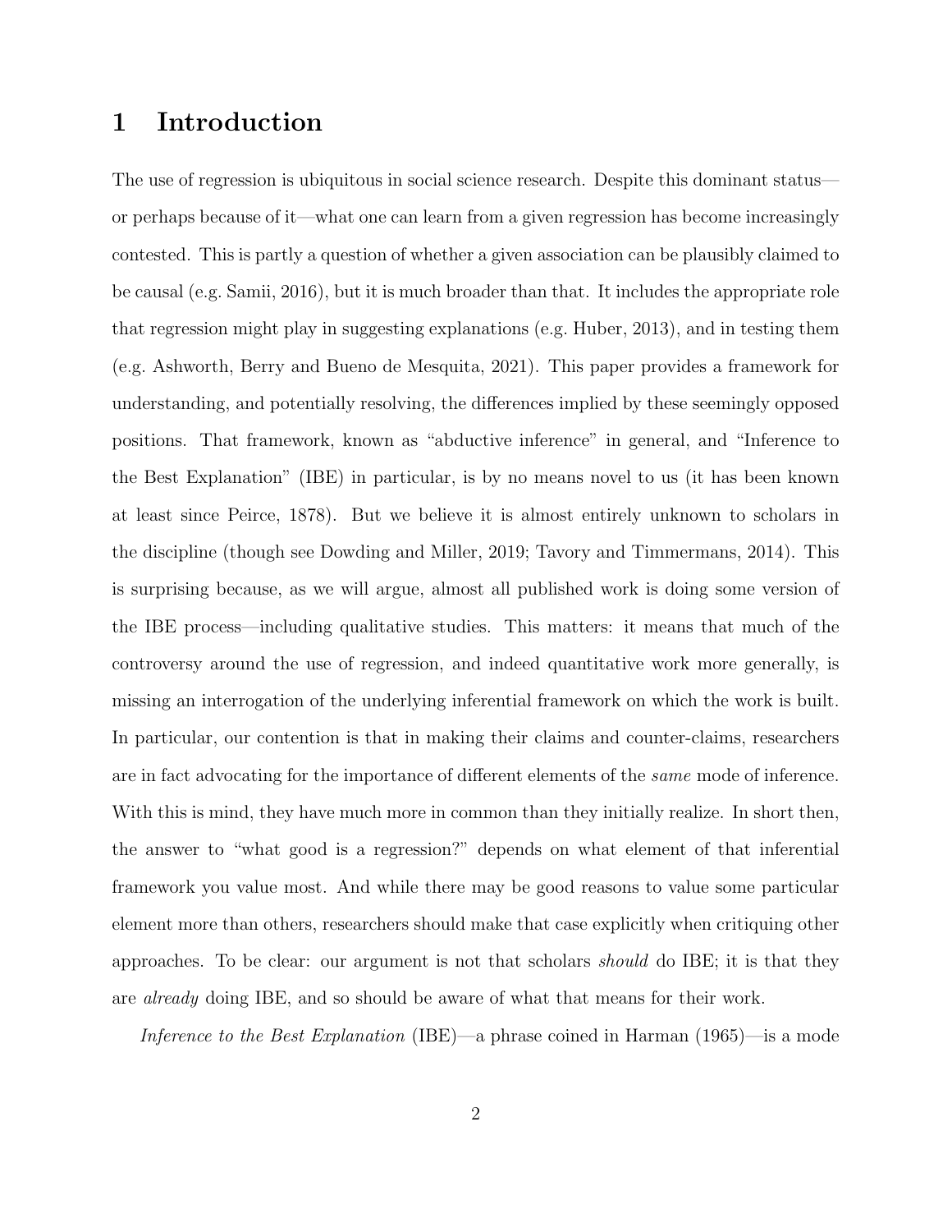# 1 Introduction

The use of regression is ubiquitous in social science research. Despite this dominant status—or perhaps because of it—what one can learn from a given regression has become increasingly contested. This is partly a question of whether a given association can be plausibly claimed to be causal (e.g. Samii, 2016), but it is much broader than that. It includes the appropriate role that regression might play in suggesting explanations (e.g. Huber, 2013), and in testing them (e.g. Ashworth, Berry and Bueno de Mesquita, 2021). This paper provides a framework for understanding, and potentially resolving, the differences implied by these seemingly opposed positions. That framework, known as "abductive inference" in general, and "Inference to the Best Explanation" (IBE) in particular, is by no means novel to us (it has been known at least since Peirce, 1878). But we believe it is almost entirely unknown to scholars in the discipline (though see Dowding and Miller, 2019; Tavory and Timmermans, 2014). This is surprising because, as we will argue, almost all published work is doing some version of the IBE process—including qualitative studies. This matters: it means that much of the controversy around the use of regression, and indeed quantitative work more generally, is missing an interrogation of the underlying inferential framework on which the work is built. In particular, our contention is that in making their claims and counter-claims, researchers are in fact advocating for the importance of different elements of the *same* mode of inference. With this is mind, they have much more in common than they initially realize. In short then, the answer to "what good is a regression?" depends on what element of that inferential framework you value most. And while there may be good reasons to value some particular element more than others, researchers should make that case explicitly when critiquing other approaches. To be clear: our argument is not that scholars *should* do IBE; it is that they are *already* doing IBE, and so should be aware of what that means for their work.

*Inference to the Best Explanation* (IBE)—a phrase coined in Harman (1965)—is a mode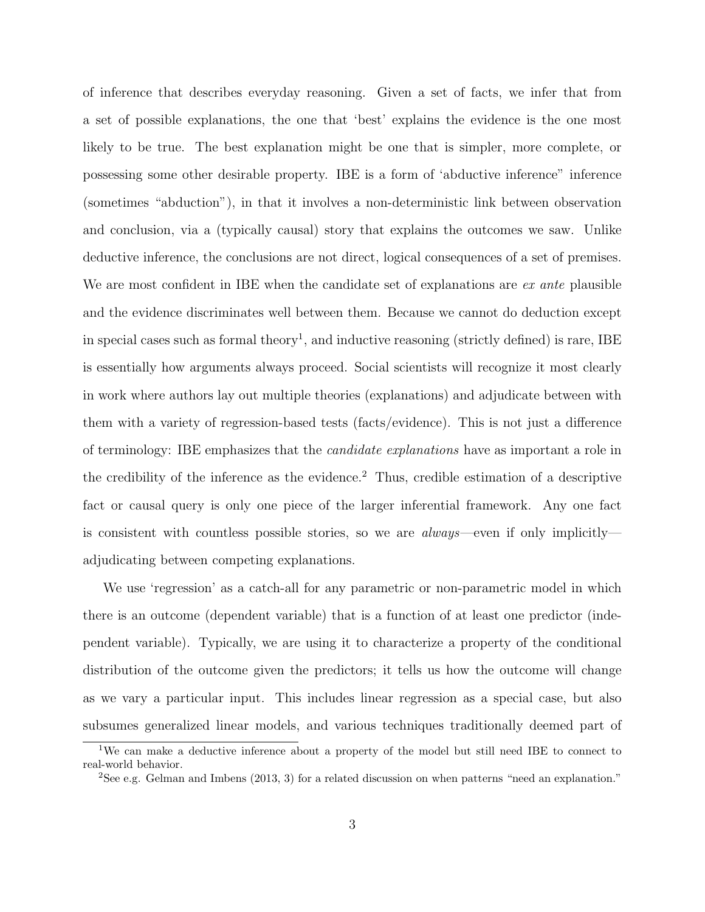of inference that describes everyday reasoning. Given a set of facts, we infer that from a set of possible explanations, the one that 'best' explains the evidence is the one most likely to be true. The best explanation might be one that is simpler, more complete, or possessing some other desirable property. IBE is a form of 'abductive inference" inference (sometimes "abduction"), in that it involves a non-deterministic link between observation and conclusion, via a (typically causal) story that explains the outcomes we saw. Unlike deductive inference, the conclusions are not direct, logical consequences of a set of premises. We are most confident in IBE when the candidate set of explanations are *ex ante* plausible and the evidence discriminates well between them. Because we cannot do deduction except in special cases such as formal theory[1], and inductive reasoning (strictly defined) is rare, IBE is essentially how arguments always proceed. Social scientists will recognize it most clearly in work where authors lay out multiple theories (explanations) and adjudicate between with them with a variety of regression-based tests (facts/evidence). This is not just a difference of terminology: IBE emphasizes that the *candidate explanations* have as important a role in the credibility of the inference as the evidence.[2] Thus, credible estimation of a descriptive fact or causal query is only one piece of the larger inferential framework. Any one fact is consistent with countless possible stories, so we are *always*—even if only implicitly—adjudicating between competing explanations.

We use 'regression' as a catch-all for any parametric or non-parametric model in which there is an outcome (dependent variable) that is a function of at least one predictor (independent variable). Typically, we are using it to characterize a property of the conditional distribution of the outcome given the predictors; it tells us how the outcome will change as we vary a particular input. This includes linear regression as a special case, but also subsumes generalized linear models, and various techniques traditionally deemed part of

[1] We can make a deductive inference about a property of the model but still need IBE to connect to real-world behavior.

[2] See e.g. Gelman and Imbens (2013, 3) for a related discussion on when patterns "need an explanation."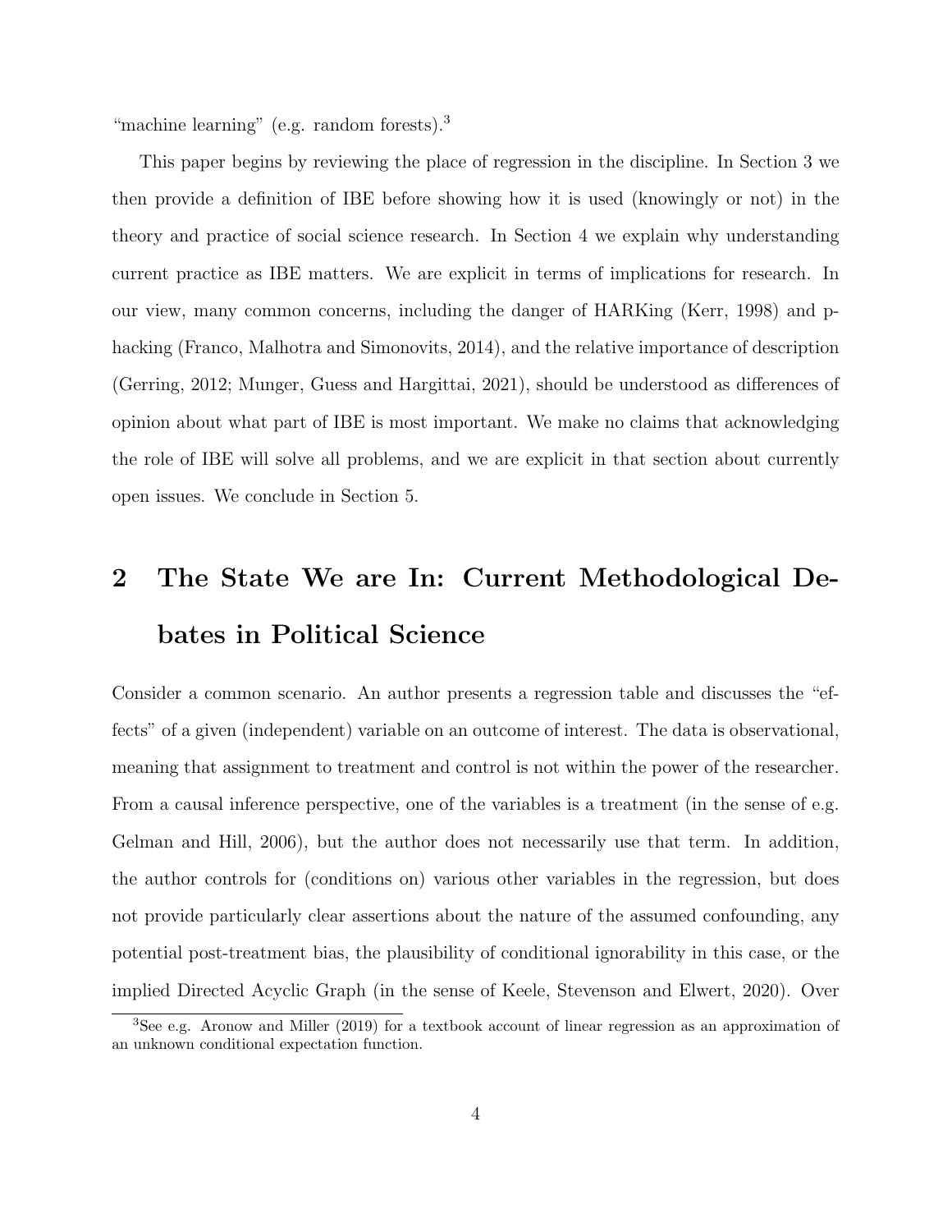"machine learning" (e.g. random forests).[3]

This paper begins by reviewing the place of regression in the discipline. In Section 3 we then provide a definition of IBE before showing how it is used (knowingly or not) in the theory and practice of social science research. In Section 4 we explain why understanding current practice as IBE matters. We are explicit in terms of implications for research. In our view, many common concerns, including the danger of HARKing (Kerr, 1998) and p-hacking (Franco, Malhotra and Simonovits, 2014), and the relative importance of description (Gerring, 2012; Munger, Guess and Hargittai, 2021), should be understood as differences of opinion about what part of IBE is most important. We make no claims that acknowledging the role of IBE will solve all problems, and we are explicit in that section about currently open issues. We conclude in Section 5.

# 2 The State We are In: Current Methodological Debates in Political Science

Consider a common scenario. An author presents a regression table and discusses the "effects" of a given (independent) variable on an outcome of interest. The data is observational, meaning that assignment to treatment and control is not within the power of the researcher. From a causal inference perspective, one of the variables is a treatment (in the sense of e.g. Gelman and Hill, 2006), but the author does not necessarily use that term. In addition, the author controls for (conditions on) various other variables in the regression, but does not provide particularly clear assertions about the nature of the assumed confounding, any potential post-treatment bias, the plausibility of conditional ignorability in this case, or the implied Directed Acyclic Graph (in the sense of Keele, Stevenson and Elwert, 2020). Over

[3] See e.g. Aronow and Miller (2019) for a textbook account of linear regression as an approximation of an unknown conditional expectation function.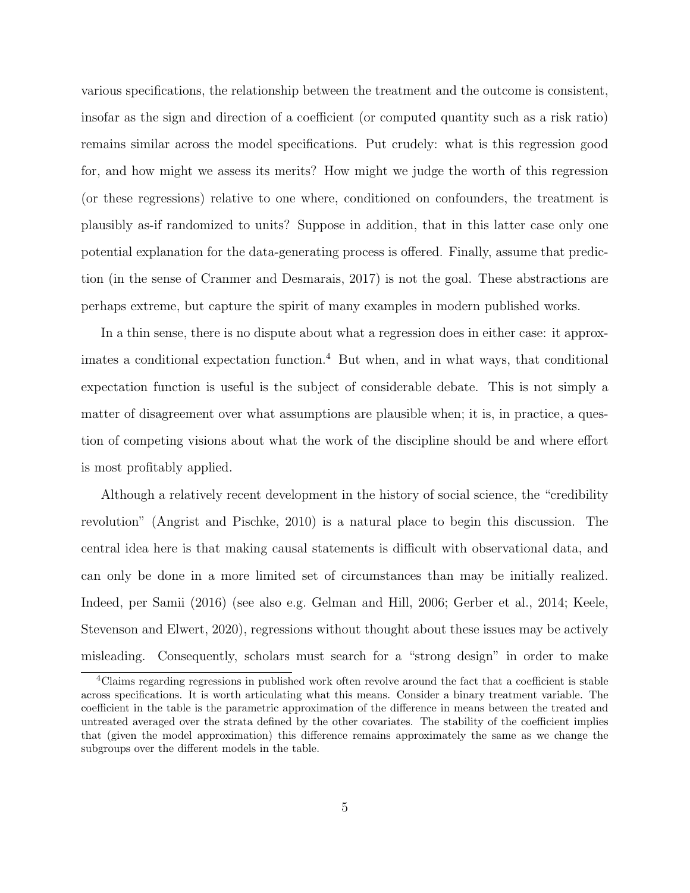various specifications, the relationship between the treatment and the outcome is consistent, insofar as the sign and direction of a coefficient (or computed quantity such as a risk ratio) remains similar across the model specifications. Put crudely: what is this regression good for, and how might we assess its merits? How might we judge the worth of this regression (or these regressions) relative to one where, conditioned on confounders, the treatment is plausibly as-if randomized to units? Suppose in addition, that in this latter case only one potential explanation for the data-generating process is offered. Finally, assume that prediction (in the sense of Cranmer and Desmarais, 2017) is not the goal. These abstractions are perhaps extreme, but capture the spirit of many examples in modern published works.

In a thin sense, there is no dispute about what a regression does in either case: it approximates a conditional expectation function.[4] But when, and in what ways, that conditional expectation function is useful is the subject of considerable debate. This is not simply a matter of disagreement over what assumptions are plausible when; it is, in practice, a question of competing visions about what the work of the discipline should be and where effort is most profitably applied.

Although a relatively recent development in the history of social science, the "credibility revolution" (Angrist and Pischke, 2010) is a natural place to begin this discussion. The central idea here is that making causal statements is difficult with observational data, and can only be done in a more limited set of circumstances than may be initially realized. Indeed, per Samii (2016) (see also e.g. Gelman and Hill, 2006; Gerber et al., 2014; Keele, Stevenson and Elwert, 2020), regressions without thought about these issues may be actively misleading. Consequently, scholars must search for a "strong design" in order to make

[4]Claims regarding regressions in published work often revolve around the fact that a coefficient is stable across specifications. It is worth articulating what this means. Consider a binary treatment variable. The coefficient in the table is the parametric approximation of the difference in means between the treated and untreated averaged over the strata defined by the other covariates. The stability of the coefficient implies that (given the model approximation) this difference remains approximately the same as we change the subgroups over the different models in the table.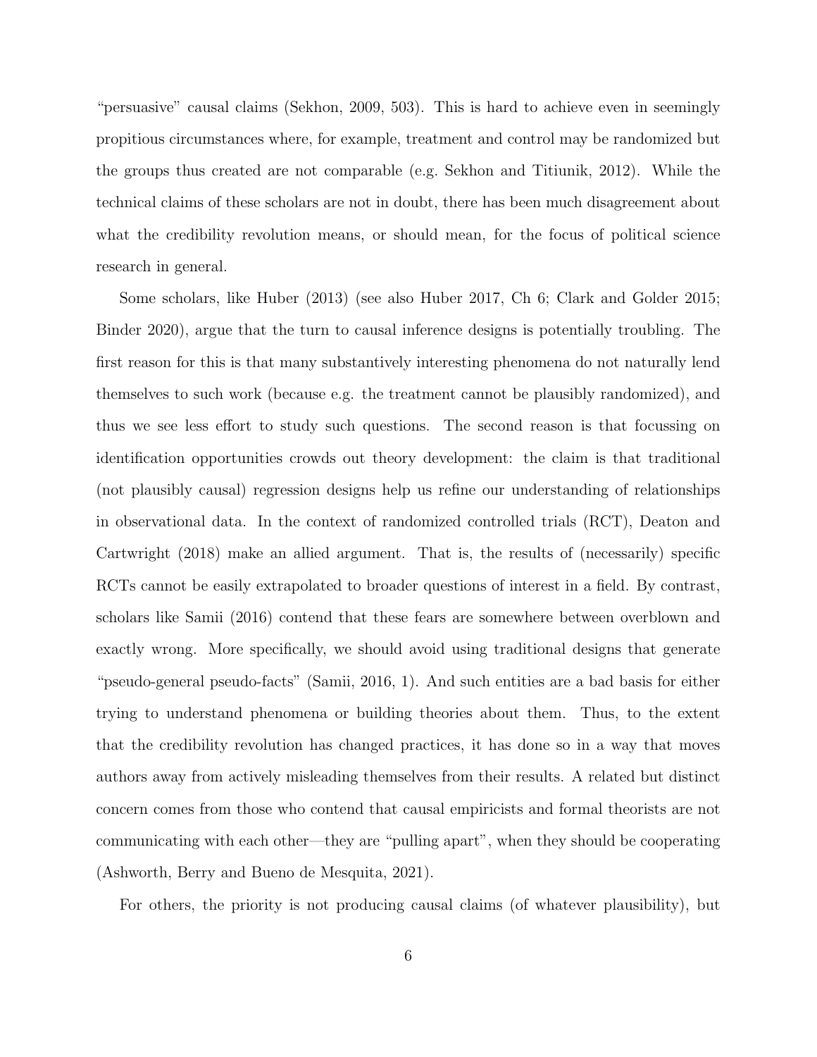"persuasive" causal claims (Sekhon, 2009, 503). This is hard to achieve even in seemingly propitious circumstances where, for example, treatment and control may be randomized but the groups thus created are not comparable (e.g. Sekhon and Titiunik, 2012). While the technical claims of these scholars are not in doubt, there has been much disagreement about what the credibility revolution means, or should mean, for the focus of political science research in general.

Some scholars, like Huber (2013) (see also Huber 2017, Ch 6; Clark and Golder 2015; Binder 2020), argue that the turn to causal inference designs is potentially troubling. The first reason for this is that many substantively interesting phenomena do not naturally lend themselves to such work (because e.g. the treatment cannot be plausibly randomized), and thus we see less effort to study such questions. The second reason is that focussing on identification opportunities crowds out theory development: the claim is that traditional (not plausibly causal) regression designs help us refine our understanding of relationships in observational data. In the context of randomized controlled trials (RCT), Deaton and Cartwright (2018) make an allied argument. That is, the results of (necessarily) specific RCTs cannot be easily extrapolated to broader questions of interest in a field. By contrast, scholars like Samii (2016) contend that these fears are somewhere between overblown and exactly wrong. More specifically, we should avoid using traditional designs that generate "pseudo-general pseudo-facts" (Samii, 2016, 1). And such entities are a bad basis for either trying to understand phenomena or building theories about them. Thus, to the extent that the credibility revolution has changed practices, it has done so in a way that moves authors away from actively misleading themselves from their results. A related but distinct concern comes from those who contend that causal empiricists and formal theorists are not communicating with each other—they are "pulling apart", when they should be cooperating (Ashworth, Berry and Bueno de Mesquita, 2021).

For others, the priority is not producing causal claims (of whatever plausibility), but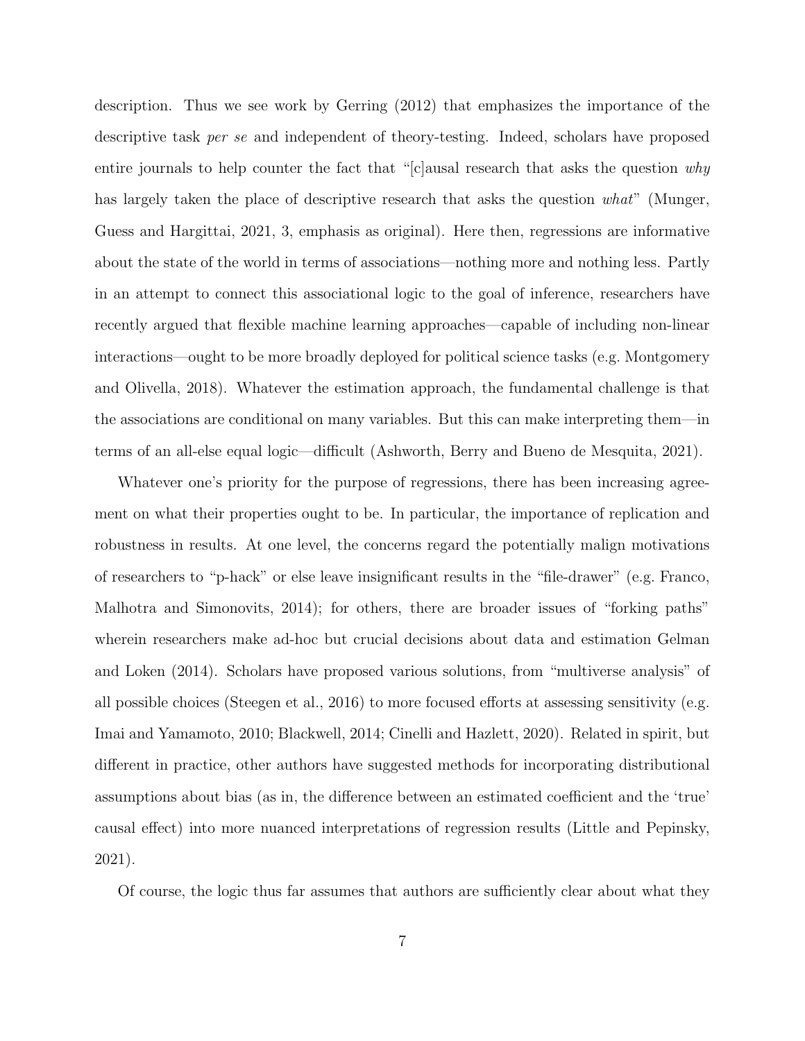description. Thus we see work by Gerring (2012) that emphasizes the importance of the descriptive task *per se* and independent of theory-testing. Indeed, scholars have proposed entire journals to help counter the fact that "[c]ausal research that asks the question *why* has largely taken the place of descriptive research that asks the question *what*" (Munger, Guess and Hargittai, 2021, 3, emphasis as original). Here then, regressions are informative about the state of the world in terms of associations—nothing more and nothing less. Partly in an attempt to connect this associational logic to the goal of inference, researchers have recently argued that flexible machine learning approaches—capable of including non-linear interactions—ought to be more broadly deployed for political science tasks (e.g. Montgomery and Olivella, 2018). Whatever the estimation approach, the fundamental challenge is that the associations are conditional on many variables. But this can make interpreting them—in terms of an all-else equal logic—difficult (Ashworth, Berry and Bueno de Mesquita, 2021).

Whatever one's priority for the purpose of regressions, there has been increasing agreement on what their properties ought to be. In particular, the importance of replication and robustness in results. At one level, the concerns regard the potentially malign motivations of researchers to "p-hack" or else leave insignificant results in the "file-drawer" (e.g. Franco, Malhotra and Simonovits, 2014); for others, there are broader issues of "forking paths" wherein researchers make ad-hoc but crucial decisions about data and estimation Gelman and Loken (2014). Scholars have proposed various solutions, from "multiverse analysis" of all possible choices (Steegen et al., 2016) to more focused efforts at assessing sensitivity (e.g. Imai and Yamamoto, 2010; Blackwell, 2014; Cinelli and Hazlett, 2020). Related in spirit, but different in practice, other authors have suggested methods for incorporating distributional assumptions about bias (as in, the difference between an estimated coefficient and the 'true' causal effect) into more nuanced interpretations of regression results (Little and Pepinsky, 2021).

Of course, the logic thus far assumes that authors are sufficiently clear about what they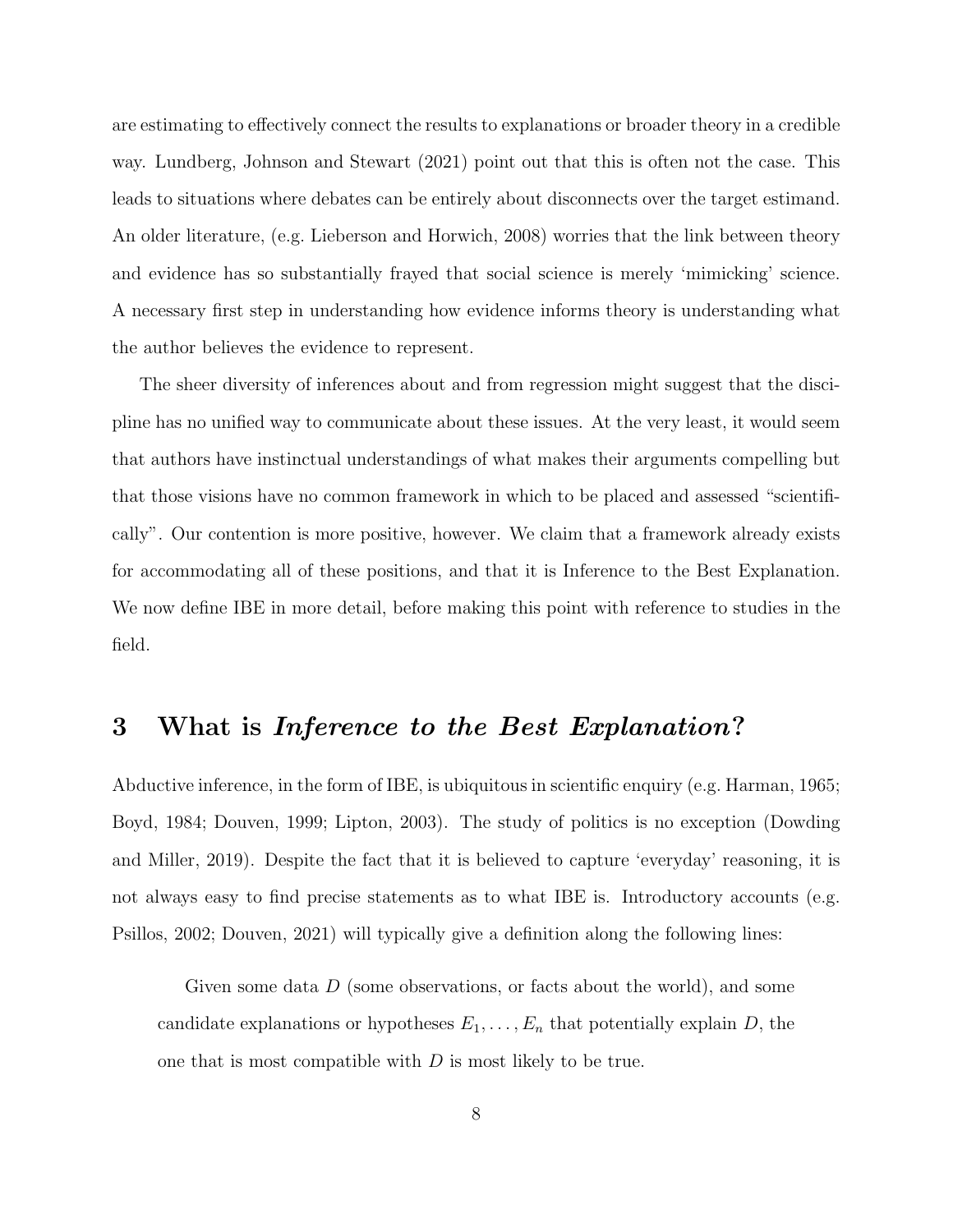are estimating to effectively connect the results to explanations or broader theory in a credible way. Lundberg, Johnson and Stewart (2021) point out that this is often not the case. This leads to situations where debates can be entirely about disconnects over the target estimand. An older literature, (e.g. Lieberson and Horwich, 2008) worries that the link between theory and evidence has so substantially frayed that social science is merely 'mimicking' science. A necessary first step in understanding how evidence informs theory is understanding what the author believes the evidence to represent.

The sheer diversity of inferences about and from regression might suggest that the discipline has no unified way to communicate about these issues. At the very least, it would seem that authors have instinctual understandings of what makes their arguments compelling but that those visions have no common framework in which to be placed and assessed "scientifically". Our contention is more positive, however. We claim that a framework already exists for accommodating all of these positions, and that it is Inference to the Best Explanation. We now define IBE in more detail, before making this point with reference to studies in the field.

## 3 What is *Inference to the Best Explanation*?

Abductive inference, in the form of IBE, is ubiquitous in scientific enquiry (e.g. Harman, 1965; Boyd, 1984; Douven, 1999; Lipton, 2003). The study of politics is no exception (Dowding and Miller, 2019). Despite the fact that it is believed to capture 'everyday' reasoning, it is not always easy to find precise statements as to what IBE is. Introductory accounts (e.g. Psillos, 2002; Douven, 2021) will typically give a definition along the following lines:

> Given some data $D$ (some observations, or facts about the world), and some candidate explanations or hypotheses $E_1, \ldots, E_n$ that potentially explain $D$, the one that is most compatible with $D$ is most likely to be true.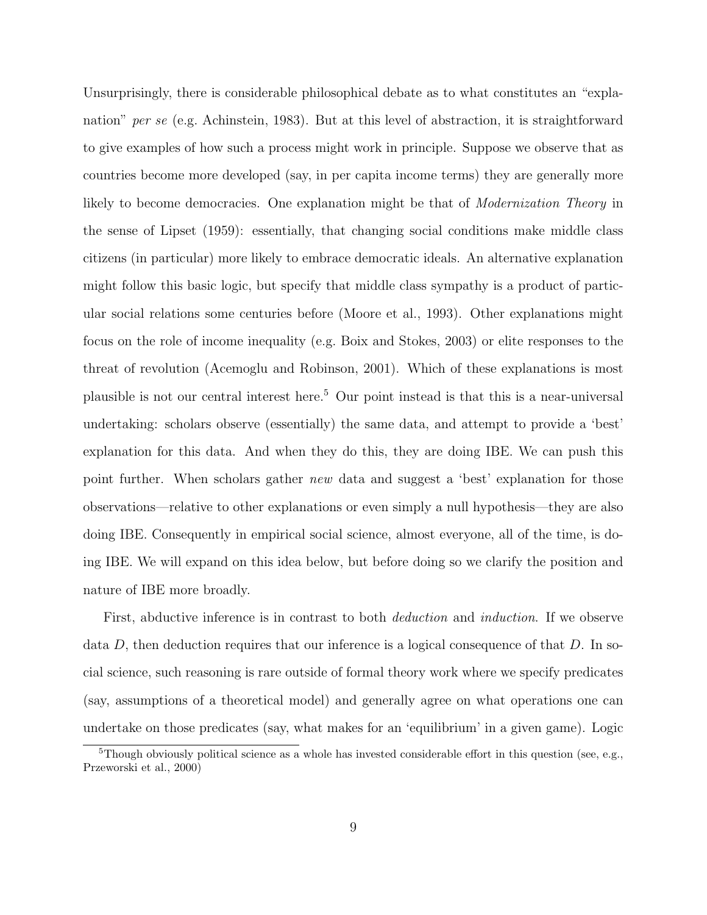Unsurprisingly, there is considerable philosophical debate as to what constitutes an "explanation" *per se* (e.g. Achinstein, 1983). But at this level of abstraction, it is straightforward to give examples of how such a process might work in principle. Suppose we observe that as countries become more developed (say, in per capita income terms) they are generally more likely to become democracies. One explanation might be that of *Modernization Theory* in the sense of Lipset (1959): essentially, that changing social conditions make middle class citizens (in particular) more likely to embrace democratic ideals. An alternative explanation might follow this basic logic, but specify that middle class sympathy is a product of particular social relations some centuries before (Moore et al., 1993). Other explanations might focus on the role of income inequality (e.g. Boix and Stokes, 2003) or elite responses to the threat of revolution (Acemoglu and Robinson, 2001). Which of these explanations is most plausible is not our central interest here.[5] Our point instead is that this is a near-universal undertaking: scholars observe (essentially) the same data, and attempt to provide a 'best' explanation for this data. And when they do this, they are doing IBE. We can push this point further. When scholars gather *new* data and suggest a 'best' explanation for those observations—relative to other explanations or even simply a null hypothesis—they are also doing IBE. Consequently in empirical social science, almost everyone, all of the time, is doing IBE. We will expand on this idea below, but before doing so we clarify the position and nature of IBE more broadly.

First, abductive inference is in contrast to both *deduction* and *induction*. If we observe data $D$, then deduction requires that our inference is a logical consequence of that $D$. In social science, such reasoning is rare outside of formal theory work where we specify predicates (say, assumptions of a theoretical model) and generally agree on what operations one can undertake on those predicates (say, what makes for an 'equilibrium' in a given game). Logic

[5] Though obviously political science as a whole has invested considerable effort in this question (see, e.g., Przeworski et al., 2000)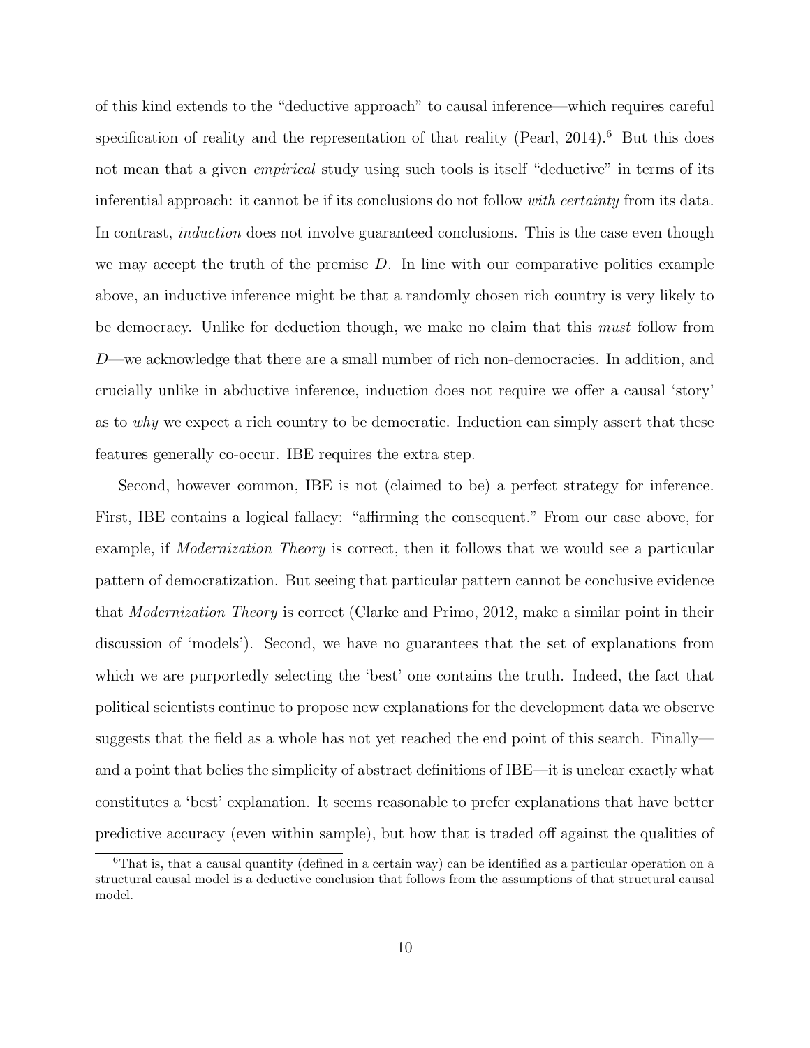of this kind extends to the "deductive approach" to causal inference—which requires careful specification of reality and the representation of that reality (Pearl, 2014).[6] But this does not mean that a given *empirical* study using such tools is itself "deductive" in terms of its inferential approach: it cannot be if its conclusions do not follow *with certainty* from its data. In contrast, *induction* does not involve guaranteed conclusions. This is the case even though we may accept the truth of the premise $D$. In line with our comparative politics example above, an inductive inference might be that a randomly chosen rich country is very likely to be democracy. Unlike for deduction though, we make no claim that this *must* follow from $D$—we acknowledge that there are a small number of rich non-democracies. In addition, and crucially unlike in abductive inference, induction does not require we offer a causal 'story' as to *why* we expect a rich country to be democratic. Induction can simply assert that these features generally co-occur. IBE requires the extra step.

Second, however common, IBE is not (claimed to be) a perfect strategy for inference. First, IBE contains a logical fallacy: "affirming the consequent." From our case above, for example, if *Modernization Theory* is correct, then it follows that we would see a particular pattern of democratization. But seeing that particular pattern cannot be conclusive evidence that *Modernization Theory* is correct (Clarke and Primo, 2012, make a similar point in their discussion of 'models'). Second, we have no guarantees that the set of explanations from which we are purportedly selecting the 'best' one contains the truth. Indeed, the fact that political scientists continue to propose new explanations for the development data we observe suggests that the field as a whole has not yet reached the end point of this search. Finally—and a point that belies the simplicity of abstract definitions of IBE—it is unclear exactly what constitutes a 'best' explanation. It seems reasonable to prefer explanations that have better predictive accuracy (even within sample), but how that is traded off against the qualities of

[6] That is, that a causal quantity (defined in a certain way) can be identified as a particular operation on a structural causal model is a deductive conclusion that follows from the assumptions of that structural causal model.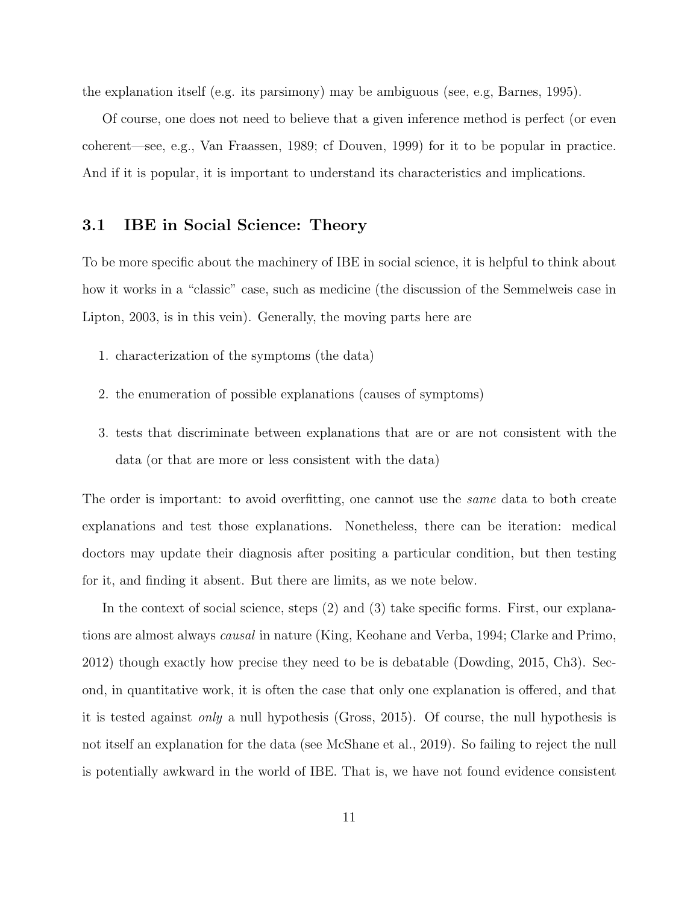the explanation itself (e.g. its parsimony) may be ambiguous (see, e.g, Barnes, 1995).

Of course, one does not need to believe that a given inference method is perfect (or even coherent—see, e.g., Van Fraassen, 1989; cf Douven, 1999) for it to be popular in practice. And if it is popular, it is important to understand its characteristics and implications.

## 3.1 IBE in Social Science: Theory

To be more specific about the machinery of IBE in social science, it is helpful to think about how it works in a "classic" case, such as medicine (the discussion of the Semmelweis case in Lipton, 2003, is in this vein). Generally, the moving parts here are

1. characterization of the symptoms (the data)
2. the enumeration of possible explanations (causes of symptoms)
3. tests that discriminate between explanations that are or are not consistent with the data (or that are more or less consistent with the data)

The order is important: to avoid overfitting, one cannot use the *same* data to both create explanations and test those explanations. Nonetheless, there can be iteration: medical doctors may update their diagnosis after positing a particular condition, but then testing for it, and finding it absent. But there are limits, as we note below.

In the context of social science, steps (2) and (3) take specific forms. First, our explanations are almost always *causal* in nature (King, Keohane and Verba, 1994; Clarke and Primo, 2012) though exactly how precise they need to be is debatable (Dowding, 2015, Ch3). Second, in quantitative work, it is often the case that only one explanation is offered, and that it is tested against *only* a null hypothesis (Gross, 2015). Of course, the null hypothesis is not itself an explanation for the data (see McShane et al., 2019). So failing to reject the null is potentially awkward in the world of IBE. That is, we have not found evidence consistent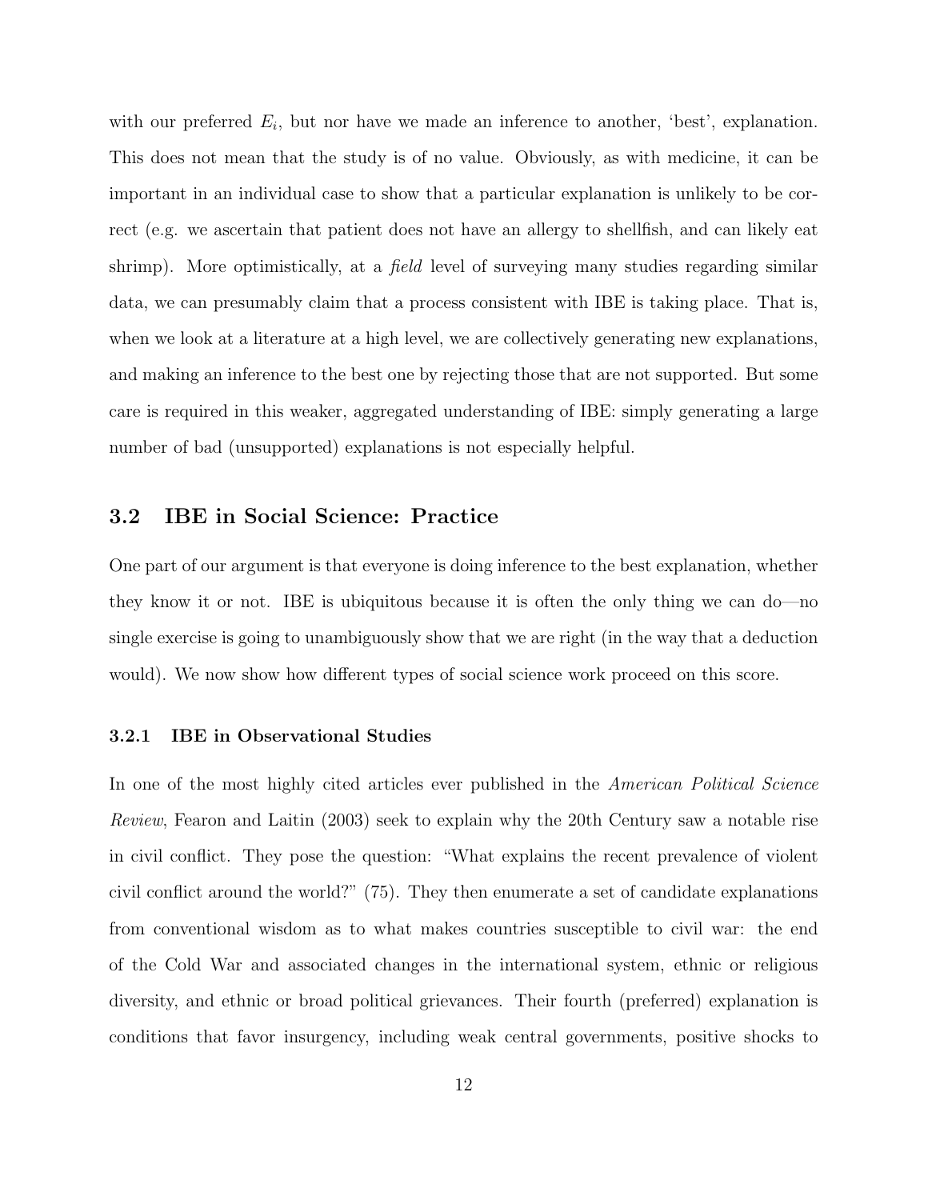with our preferred $E_i$, but nor have we made an inference to another, 'best', explanation. This does not mean that the study is of no value. Obviously, as with medicine, it can be important in an individual case to show that a particular explanation is unlikely to be correct (e.g. we ascertain that patient does not have an allergy to shellfish, and can likely eat shrimp). More optimistically, at a *field* level of surveying many studies regarding similar data, we can presumably claim that a process consistent with IBE is taking place. That is, when we look at a literature at a high level, we are collectively generating new explanations, and making an inference to the best one by rejecting those that are not supported. But some care is required in this weaker, aggregated understanding of IBE: simply generating a large number of bad (unsupported) explanations is not especially helpful.

## 3.2 IBE in Social Science: Practice

One part of our argument is that everyone is doing inference to the best explanation, whether they know it or not. IBE is ubiquitous because it is often the only thing we can do—no single exercise is going to unambiguously show that we are right (in the way that a deduction would). We now show how different types of social science work proceed on this score.

### 3.2.1 IBE in Observational Studies

In one of the most highly cited articles ever published in the *American Political Science Review*, Fearon and Laitin (2003) seek to explain why the 20th Century saw a notable rise in civil conflict. They pose the question: "What explains the recent prevalence of violent civil conflict around the world?" (75). They then enumerate a set of candidate explanations from conventional wisdom as to what makes countries susceptible to civil war: the end of the Cold War and associated changes in the international system, ethnic or religious diversity, and ethnic or broad political grievances. Their fourth (preferred) explanation is conditions that favor insurgency, including weak central governments, positive shocks to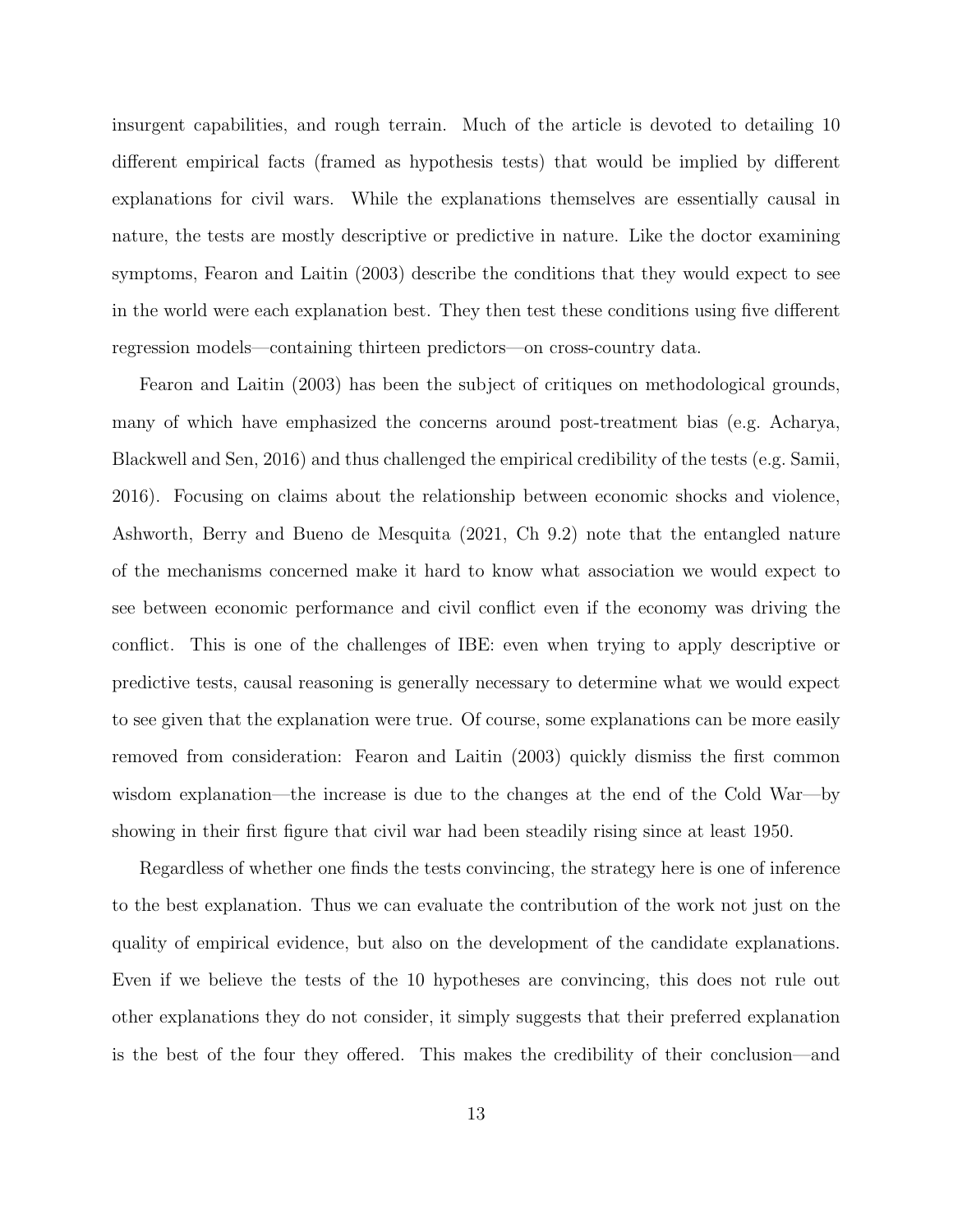insurgent capabilities, and rough terrain. Much of the article is devoted to detailing 10 different empirical facts (framed as hypothesis tests) that would be implied by different explanations for civil wars. While the explanations themselves are essentially causal in nature, the tests are mostly descriptive or predictive in nature. Like the doctor examining symptoms, Fearon and Laitin (2003) describe the conditions that they would expect to see in the world were each explanation best. They then test these conditions using five different regression models—containing thirteen predictors—on cross-country data.

Fearon and Laitin (2003) has been the subject of critiques on methodological grounds, many of which have emphasized the concerns around post-treatment bias (e.g. Acharya, Blackwell and Sen, 2016) and thus challenged the empirical credibility of the tests (e.g. Samii, 2016). Focusing on claims about the relationship between economic shocks and violence, Ashworth, Berry and Bueno de Mesquita (2021, Ch 9.2) note that the entangled nature of the mechanisms concerned make it hard to know what association we would expect to see between economic performance and civil conflict even if the economy was driving the conflict. This is one of the challenges of IBE: even when trying to apply descriptive or predictive tests, causal reasoning is generally necessary to determine what we would expect to see given that the explanation were true. Of course, some explanations can be more easily removed from consideration: Fearon and Laitin (2003) quickly dismiss the first common wisdom explanation—the increase is due to the changes at the end of the Cold War—by showing in their first figure that civil war had been steadily rising since at least 1950.

Regardless of whether one finds the tests convincing, the strategy here is one of inference to the best explanation. Thus we can evaluate the contribution of the work not just on the quality of empirical evidence, but also on the development of the candidate explanations. Even if we believe the tests of the 10 hypotheses are convincing, this does not rule out other explanations they do not consider, it simply suggests that their preferred explanation is the best of the four they offered. This makes the credibility of their conclusion—and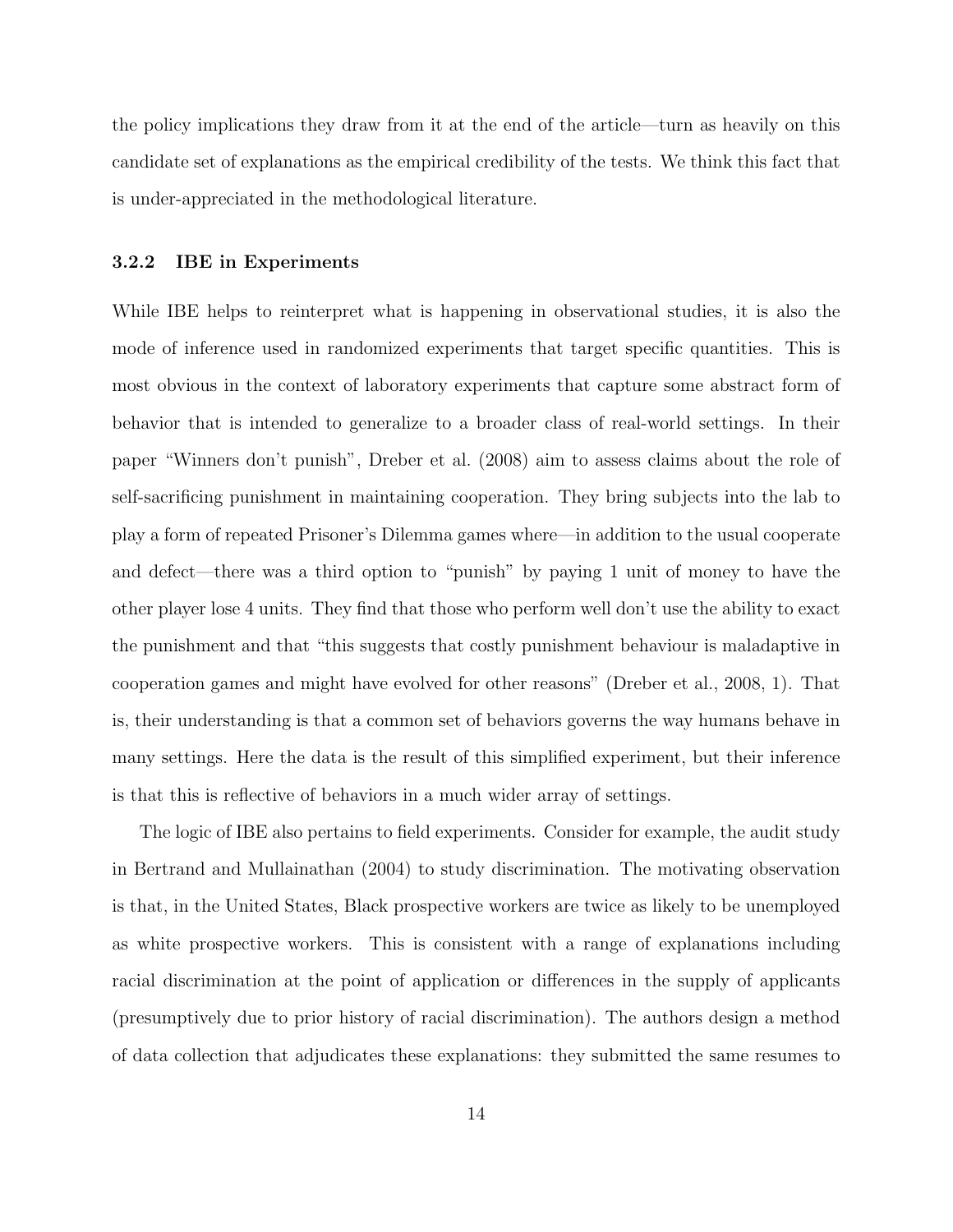the policy implications they draw from it at the end of the article—turn as heavily on this candidate set of explanations as the empirical credibility of the tests. We think this fact that is under-appreciated in the methodological literature.

### 3.2.2 IBE in Experiments

While IBE helps to reinterpret what is happening in observational studies, it is also the mode of inference used in randomized experiments that target specific quantities. This is most obvious in the context of laboratory experiments that capture some abstract form of behavior that is intended to generalize to a broader class of real-world settings. In their paper "Winners don't punish", Dreber et al. (2008) aim to assess claims about the role of self-sacrificing punishment in maintaining cooperation. They bring subjects into the lab to play a form of repeated Prisoner's Dilemma games where—in addition to the usual cooperate and defect—there was a third option to "punish" by paying 1 unit of money to have the other player lose 4 units. They find that those who perform well don't use the ability to exact the punishment and that "this suggests that costly punishment behaviour is maladaptive in cooperation games and might have evolved for other reasons" (Dreber et al., 2008, 1). That is, their understanding is that a common set of behaviors governs the way humans behave in many settings. Here the data is the result of this simplified experiment, but their inference is that this is reflective of behaviors in a much wider array of settings.

The logic of IBE also pertains to field experiments. Consider for example, the audit study in Bertrand and Mullainathan (2004) to study discrimination. The motivating observation is that, in the United States, Black prospective workers are twice as likely to be unemployed as white prospective workers. This is consistent with a range of explanations including racial discrimination at the point of application or differences in the supply of applicants (presumptively due to prior history of racial discrimination). The authors design a method of data collection that adjudicates these explanations: they submitted the same resumes to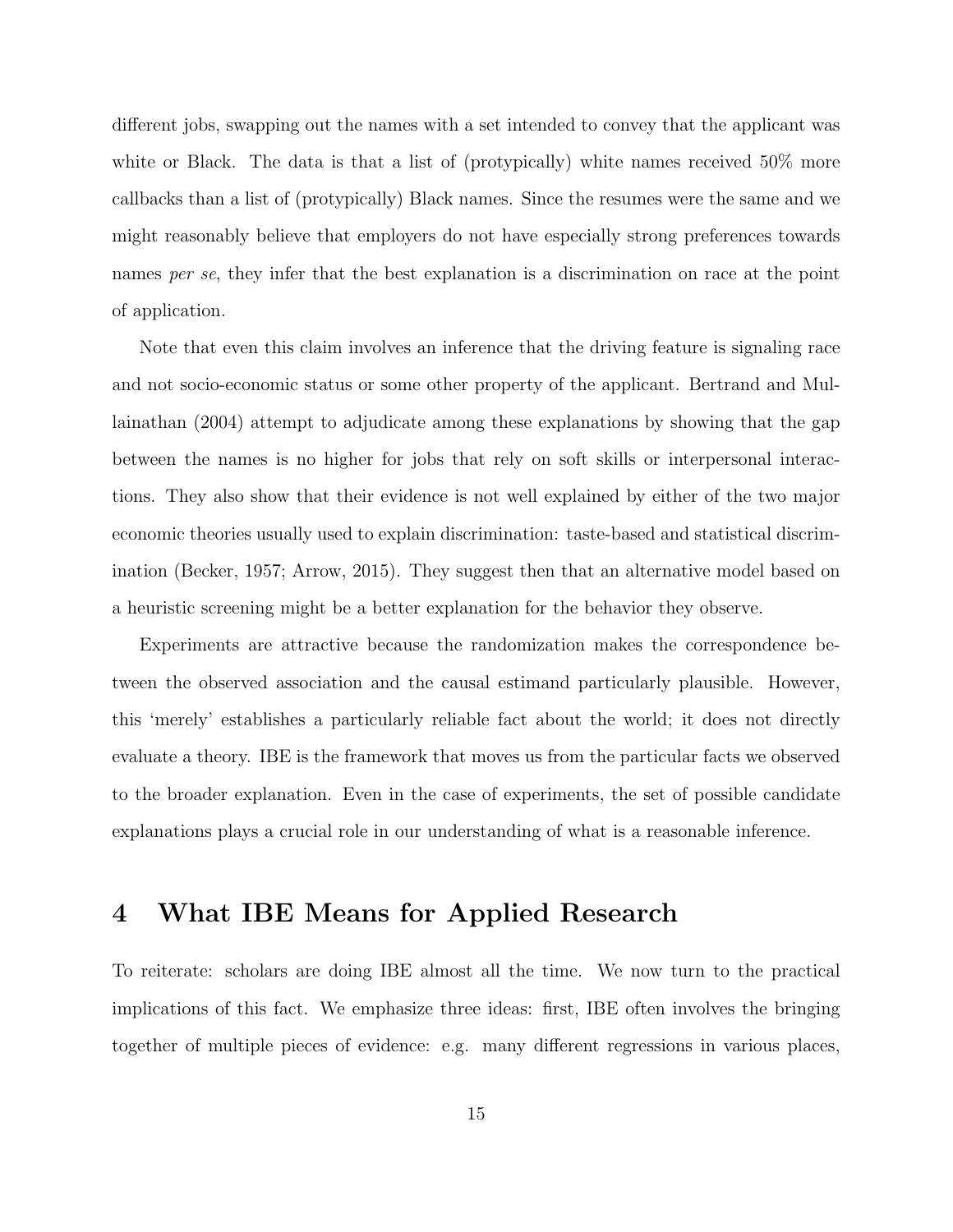different jobs, swapping out the names with a set intended to convey that the applicant was white or Black. The data is that a list of (protypically) white names received 50% more callbacks than a list of (protypically) Black names. Since the resumes were the same and we might reasonably believe that employers do not have especially strong preferences towards names *per se*, they infer that the best explanation is a discrimination on race at the point of application.

Note that even this claim involves an inference that the driving feature is signaling race and not socio-economic status or some other property of the applicant. Bertrand and Mullainathan (2004) attempt to adjudicate among these explanations by showing that the gap between the names is no higher for jobs that rely on soft skills or interpersonal interactions. They also show that their evidence is not well explained by either of the two major economic theories usually used to explain discrimination: taste-based and statistical discrimination (Becker, 1957; Arrow, 2015). They suggest then that an alternative model based on a heuristic screening might be a better explanation for the behavior they observe.

Experiments are attractive because the randomization makes the correspondence between the observed association and the causal estimand particularly plausible. However, this 'merely' establishes a particularly reliable fact about the world; it does not directly evaluate a theory. IBE is the framework that moves us from the particular facts we observed to the broader explanation. Even in the case of experiments, the set of possible candidate explanations plays a crucial role in our understanding of what is a reasonable inference.

# 4 What IBE Means for Applied Research

To reiterate: scholars are doing IBE almost all the time. We now turn to the practical implications of this fact. We emphasize three ideas: first, IBE often involves the bringing together of multiple pieces of evidence: e.g. many different regressions in various places,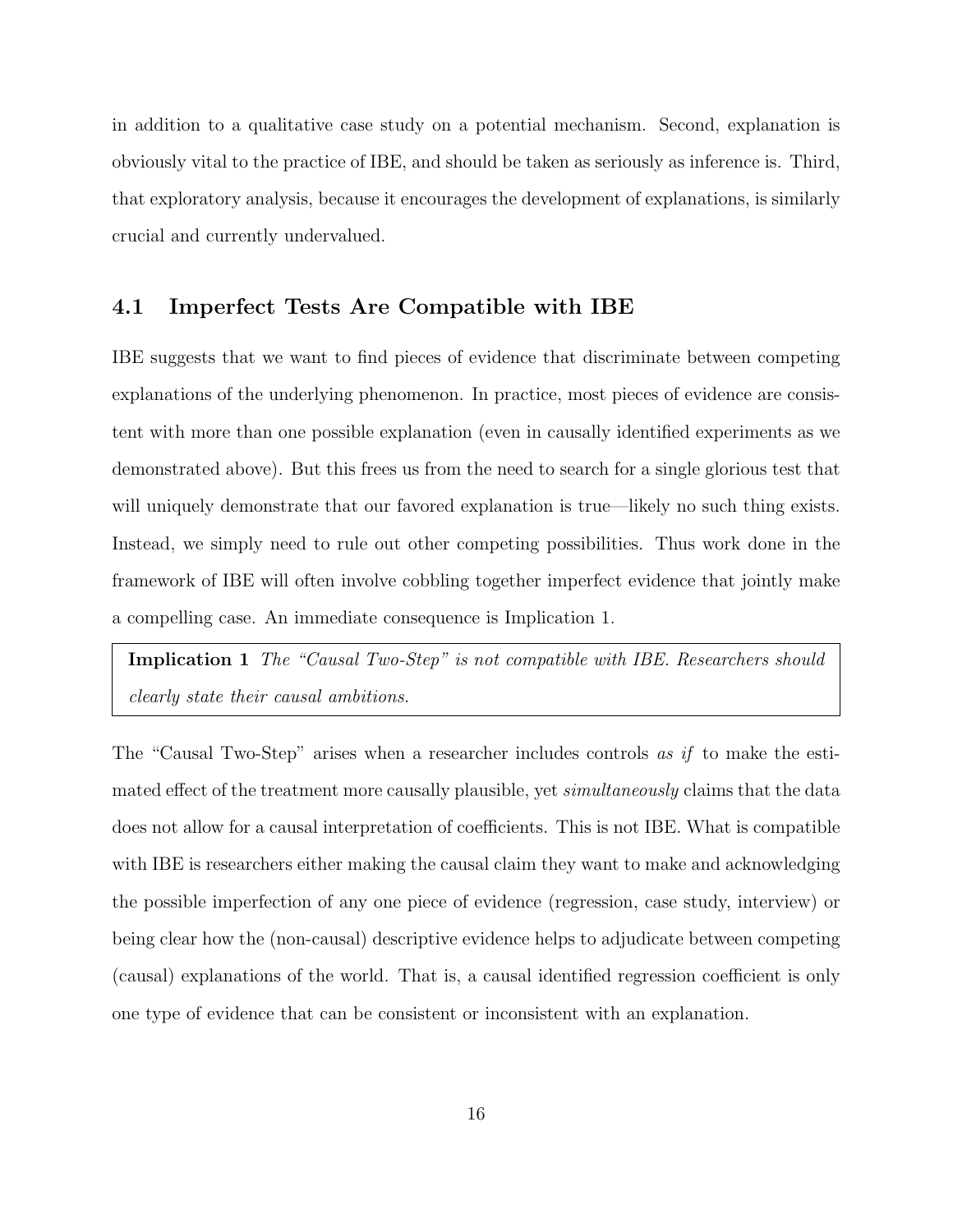in addition to a qualitative case study on a potential mechanism. Second, explanation is obviously vital to the practice of IBE, and should be taken as seriously as inference is. Third, that exploratory analysis, because it encourages the development of explanations, is similarly crucial and currently undervalued.

### 4.1 Imperfect Tests Are Compatible with IBE

IBE suggests that we want to find pieces of evidence that discriminate between competing explanations of the underlying phenomenon. In practice, most pieces of evidence are consistent with more than one possible explanation (even in causally identified experiments as we demonstrated above). But this frees us from the need to search for a single glorious test that will uniquely demonstrate that our favored explanation is true—likely no such thing exists. Instead, we simply need to rule out other competing possibilities. Thus work done in the framework of IBE will often involve cobbling together imperfect evidence that jointly make a compelling case. An immediate consequence is Implication 1.

> **Implication 1** *The "Causal Two-Step" is not compatible with IBE. Researchers should clearly state their causal ambitions.*

The "Causal Two-Step" arises when a researcher includes controls *as if* to make the estimated effect of the treatment more causally plausible, yet *simultaneously* claims that the data does not allow for a causal interpretation of coefficients. This is not IBE. What is compatible with IBE is researchers either making the causal claim they want to make and acknowledging the possible imperfection of any one piece of evidence (regression, case study, interview) or being clear how the (non-causal) descriptive evidence helps to adjudicate between competing (causal) explanations of the world. That is, a causal identified regression coefficient is only one type of evidence that can be consistent or inconsistent with an explanation.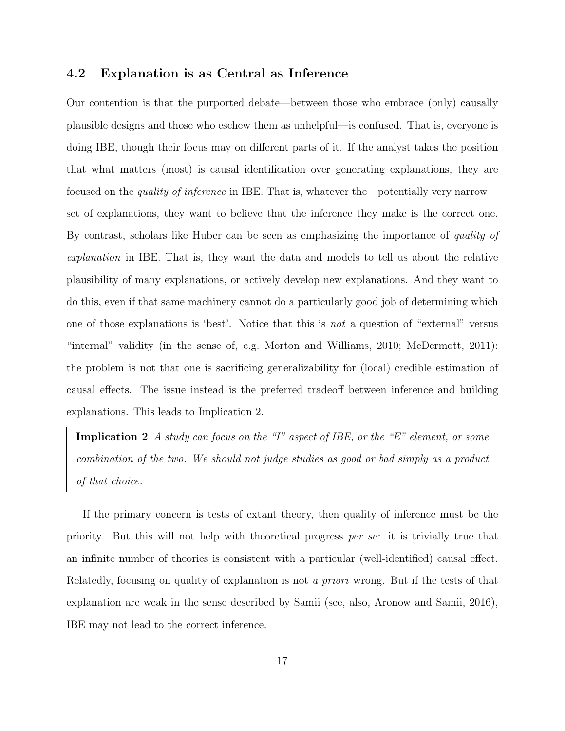### 4.2 Explanation is as Central as Inference

Our contention is that the purported debate—between those who embrace (only) causally plausible designs and those who eschew them as unhelpful—is confused. That is, everyone is doing IBE, though their focus may on different parts of it. If the analyst takes the position that what matters (most) is causal identification over generating explanations, they are focused on the *quality of inference* in IBE. That is, whatever the—potentially very narrow—set of explanations, they want to believe that the inference they make is the correct one. By contrast, scholars like Huber can be seen as emphasizing the importance of *quality of explanation* in IBE. That is, they want the data and models to tell us about the relative plausibility of many explanations, or actively develop new explanations. And they want to do this, even if that same machinery cannot do a particularly good job of determining which one of those explanations is 'best'. Notice that this is *not* a question of "external" versus "internal" validity (in the sense of, e.g. Morton and Williams, 2010; McDermott, 2011): the problem is not that one is sacrificing generalizability for (local) credible estimation of causal effects. The issue instead is the preferred tradeoff between inference and building explanations. This leads to Implication 2.

> **Implication 2** *A study can focus on the "I" aspect of IBE, or the "E" element, or some combination of the two. We should not judge studies as good or bad simply as a product of that choice.*

If the primary concern is tests of extant theory, then quality of inference must be the priority. But this will not help with theoretical progress *per se*: it is trivially true that an infinite number of theories is consistent with a particular (well-identified) causal effect. Relatedly, focusing on quality of explanation is not *a priori* wrong. But if the tests of that explanation are weak in the sense described by Samii (see, also, Aronow and Samii, 2016), IBE may not lead to the correct inference.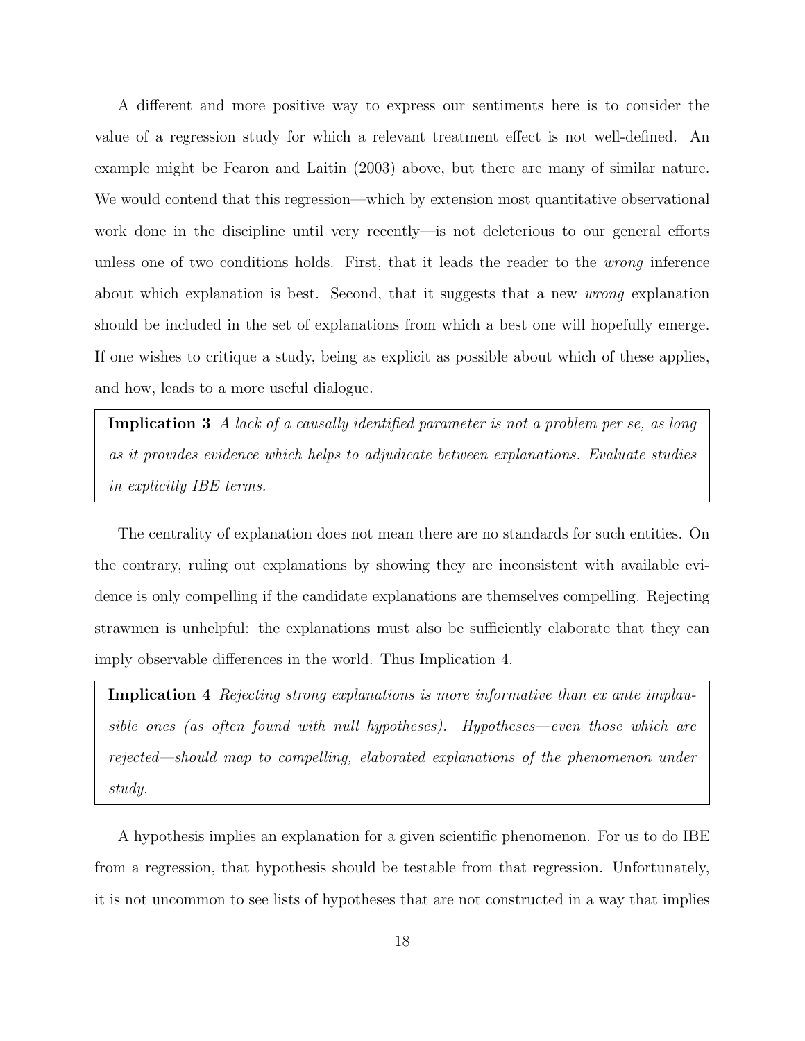A different and more positive way to express our sentiments here is to consider the value of a regression study for which a relevant treatment effect is not well-defined. An example might be Fearon and Laitin (2003) above, but there are many of similar nature. We would contend that this regression—which by extension most quantitative observational work done in the discipline until very recently—is not deleterious to our general efforts unless one of two conditions holds. First, that it leads the reader to the *wrong* inference about which explanation is best. Second, that it suggests that a new *wrong* explanation should be included in the set of explanations from which a best one will hopefully emerge. If one wishes to critique a study, being as explicit as possible about which of these applies, and how, leads to a more useful dialogue.

> **Implication 3** *A lack of a causally identified parameter is not a problem per se, as long as it provides evidence which helps to adjudicate between explanations. Evaluate studies in explicitly IBE terms.*

The centrality of explanation does not mean there are no standards for such entities. On the contrary, ruling out explanations by showing they are inconsistent with available evidence is only compelling if the candidate explanations are themselves compelling. Rejecting strawmen is unhelpful: the explanations must also be sufficiently elaborate that they can imply observable differences in the world. Thus Implication 4.

> **Implication 4** *Rejecting strong explanations is more informative than ex ante implausible ones (as often found with null hypotheses). Hypotheses—even those which are rejected—should map to compelling, elaborated explanations of the phenomenon under study.*

A hypothesis implies an explanation for a given scientific phenomenon. For us to do IBE from a regression, that hypothesis should be testable from that regression. Unfortunately, it is not uncommon to see lists of hypotheses that are not constructed in a way that implies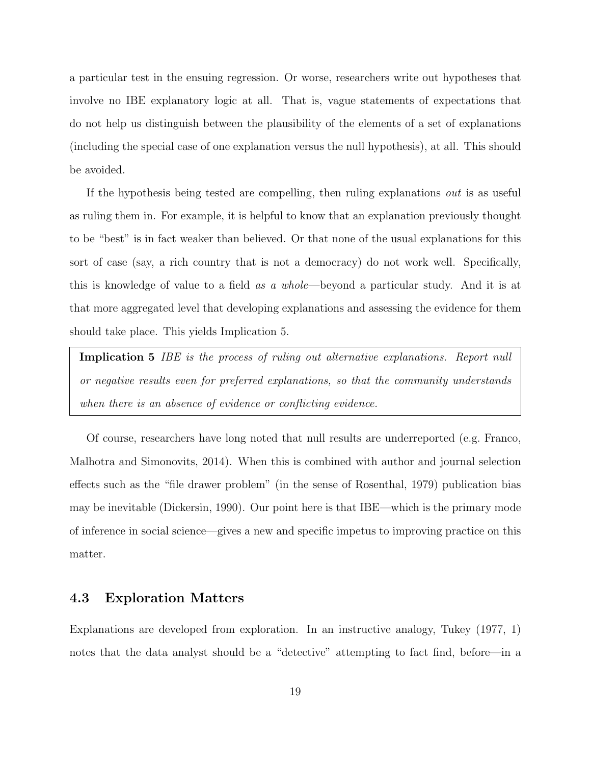a particular test in the ensuing regression. Or worse, researchers write out hypotheses that involve no IBE explanatory logic at all. That is, vague statements of expectations that do not help us distinguish between the plausibility of the elements of a set of explanations (including the special case of one explanation versus the null hypothesis), at all. This should be avoided.

If the hypothesis being tested are compelling, then ruling explanations *out* is as useful as ruling them in. For example, it is helpful to know that an explanation previously thought to be "best" is in fact weaker than believed. Or that none of the usual explanations for this sort of case (say, a rich country that is not a democracy) do not work well. Specifically, this is knowledge of value to a field *as a whole*—beyond a particular study. And it is at that more aggregated level that developing explanations and assessing the evidence for them should take place. This yields Implication 5.

> **Implication 5** *IBE is the process of ruling out alternative explanations. Report null or negative results even for preferred explanations, so that the community understands when there is an absence of evidence or conflicting evidence.*

Of course, researchers have long noted that null results are underreported (e.g. Franco, Malhotra and Simonovits, 2014). When this is combined with author and journal selection effects such as the "file drawer problem" (in the sense of Rosenthal, 1979) publication bias may be inevitable (Dickersin, 1990). Our point here is that IBE—which is the primary mode of inference in social science—gives a new and specific impetus to improving practice on this matter.

### 4.3 Exploration Matters

Explanations are developed from exploration. In an instructive analogy, Tukey (1977, 1) notes that the data analyst should be a "detective" attempting to fact find, before—in a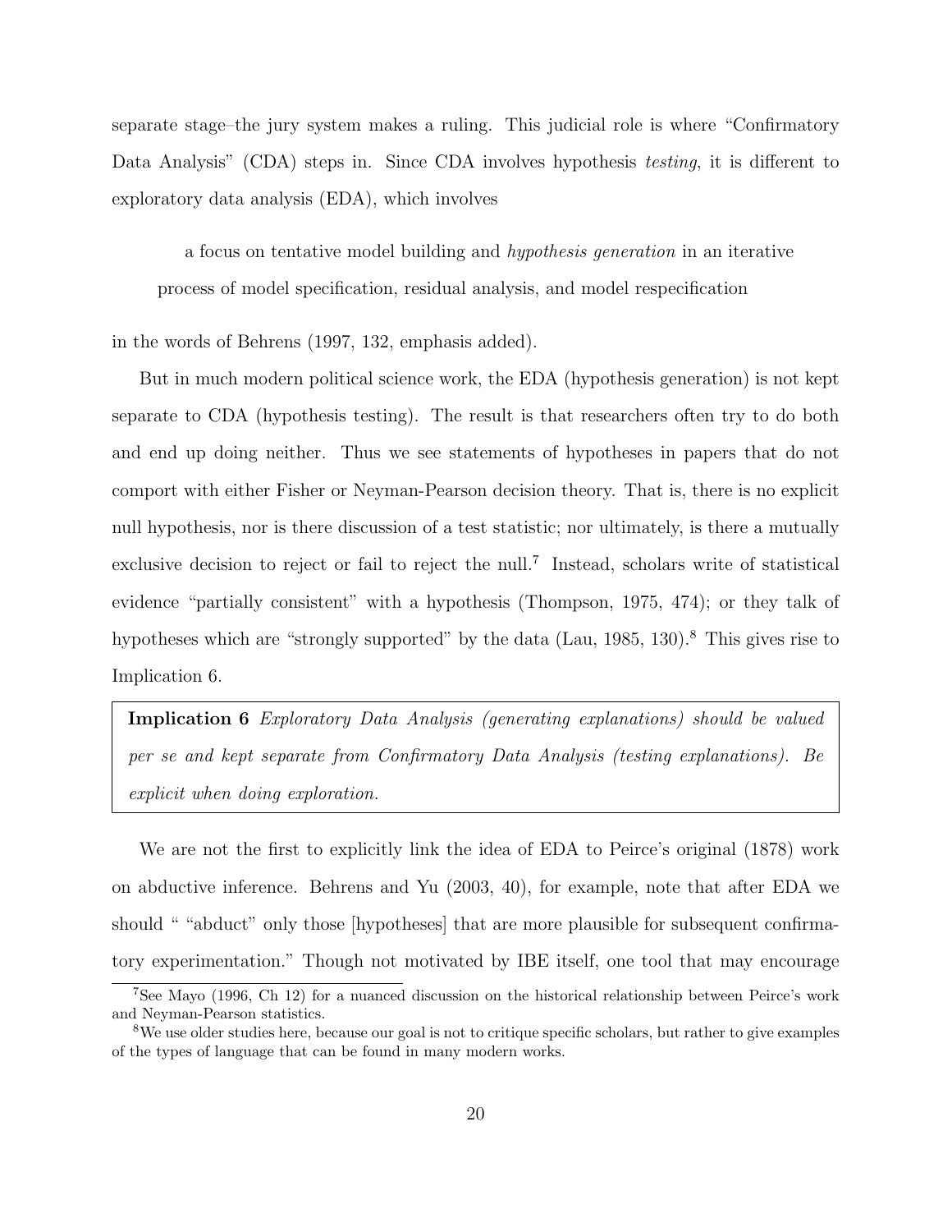separate stage–the jury system makes a ruling. This judicial role is where "Confirmatory Data Analysis" (CDA) steps in. Since CDA involves hypothesis *testing*, it is different to exploratory data analysis (EDA), which involves

> a focus on tentative model building and *hypothesis generation* in an iterative process of model specification, residual analysis, and model respecification

in the words of Behrens (1997, 132, emphasis added).

But in much modern political science work, the EDA (hypothesis generation) is not kept separate to CDA (hypothesis testing). The result is that researchers often try to do both and end up doing neither. Thus we see statements of hypotheses in papers that do not comport with either Fisher or Neyman-Pearson decision theory. That is, there is no explicit null hypothesis, nor is there discussion of a test statistic; nor ultimately, is there a mutually exclusive decision to reject or fail to reject the null.[7] Instead, scholars write of statistical evidence "partially consistent" with a hypothesis (Thompson, 1975, 474); or they talk of hypotheses which are "strongly supported" by the data (Lau, 1985, 130).[8] This gives rise to Implication 6.

> **Implication 6** *Exploratory Data Analysis (generating explanations) should be valued per se and kept separate from Confirmatory Data Analysis (testing explanations). Be explicit when doing exploration.*

We are not the first to explicitly link the idea of EDA to Peirce's original (1878) work on abductive inference. Behrens and Yu (2003, 40), for example, note that after EDA we should " "abduct" only those [hypotheses] that are more plausible for subsequent confirmatory experimentation." Though not motivated by IBE itself, one tool that may encourage

[7] See Mayo (1996, Ch 12) for a nuanced discussion on the historical relationship between Peirce's work and Neyman-Pearson statistics.

[8] We use older studies here, because our goal is not to critique specific scholars, but rather to give examples of the types of language that can be found in many modern works.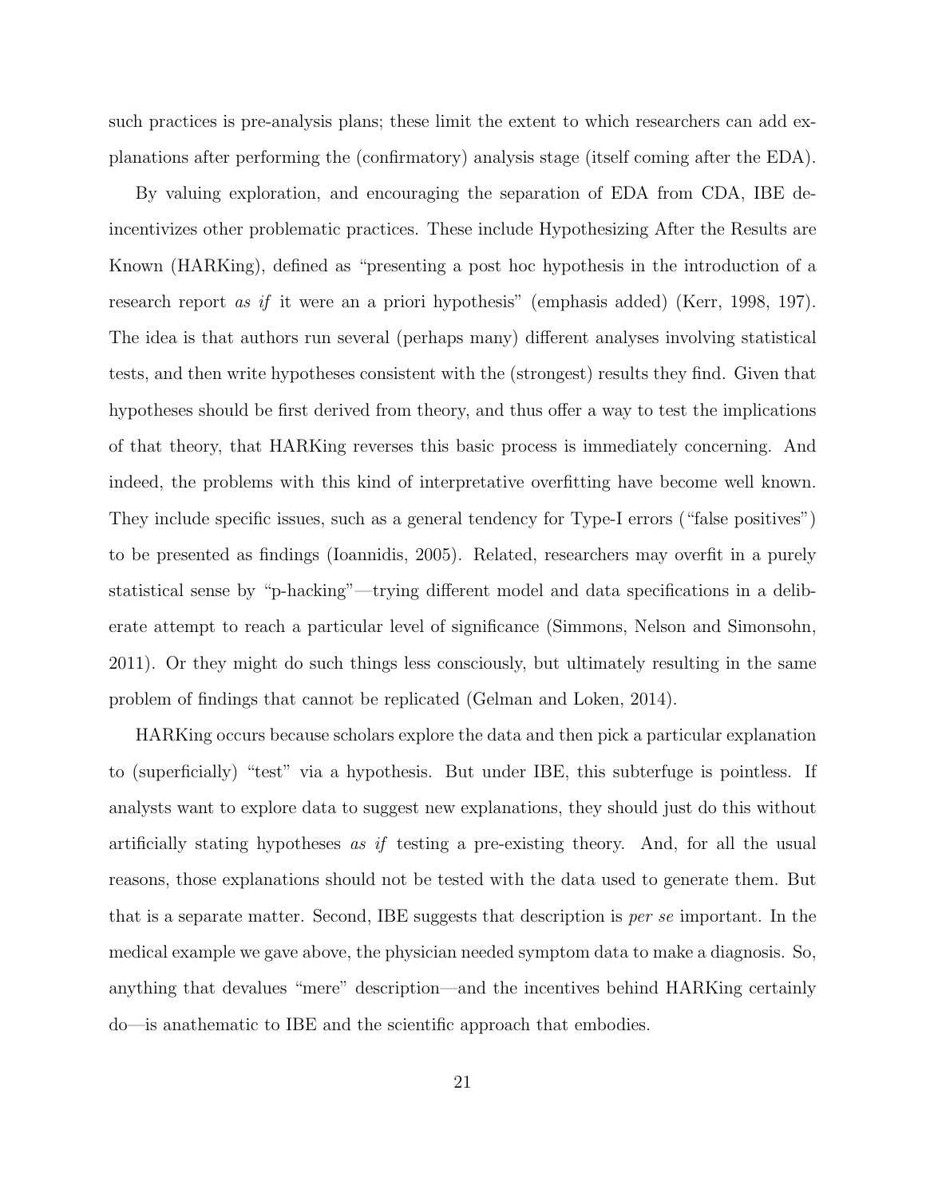such practices is pre-analysis plans; these limit the extent to which researchers can add explanations after performing the (confirmatory) analysis stage (itself coming after the EDA).

By valuing exploration, and encouraging the separation of EDA from CDA, IBE deincentivizes other problematic practices. These include Hypothesizing After the Results are Known (HARKing), defined as "presenting a post hoc hypothesis in the introduction of a research report *as if* it were an a priori hypothesis" (emphasis added) (Kerr, 1998, 197). The idea is that authors run several (perhaps many) different analyses involving statistical tests, and then write hypotheses consistent with the (strongest) results they find. Given that hypotheses should be first derived from theory, and thus offer a way to test the implications of that theory, that HARKing reverses this basic process is immediately concerning. And indeed, the problems with this kind of interpretative overfitting have become well known. They include specific issues, such as a general tendency for Type-I errors ("false positives") to be presented as findings (Ioannidis, 2005). Related, researchers may overfit in a purely statistical sense by "p-hacking"—trying different model and data specifications in a deliberate attempt to reach a particular level of significance (Simmons, Nelson and Simonsohn, 2011). Or they might do such things less consciously, but ultimately resulting in the same problem of findings that cannot be replicated (Gelman and Loken, 2014).

HARKing occurs because scholars explore the data and then pick a particular explanation to (superficially) "test" via a hypothesis. But under IBE, this subterfuge is pointless. If analysts want to explore data to suggest new explanations, they should just do this without artificially stating hypotheses *as if* testing a pre-existing theory. And, for all the usual reasons, those explanations should not be tested with the data used to generate them. But that is a separate matter. Second, IBE suggests that description is *per se* important. In the medical example we gave above, the physician needed symptom data to make a diagnosis. So, anything that devalues "mere" description—and the incentives behind HARKing certainly do—is anathematic to IBE and the scientific approach that embodies.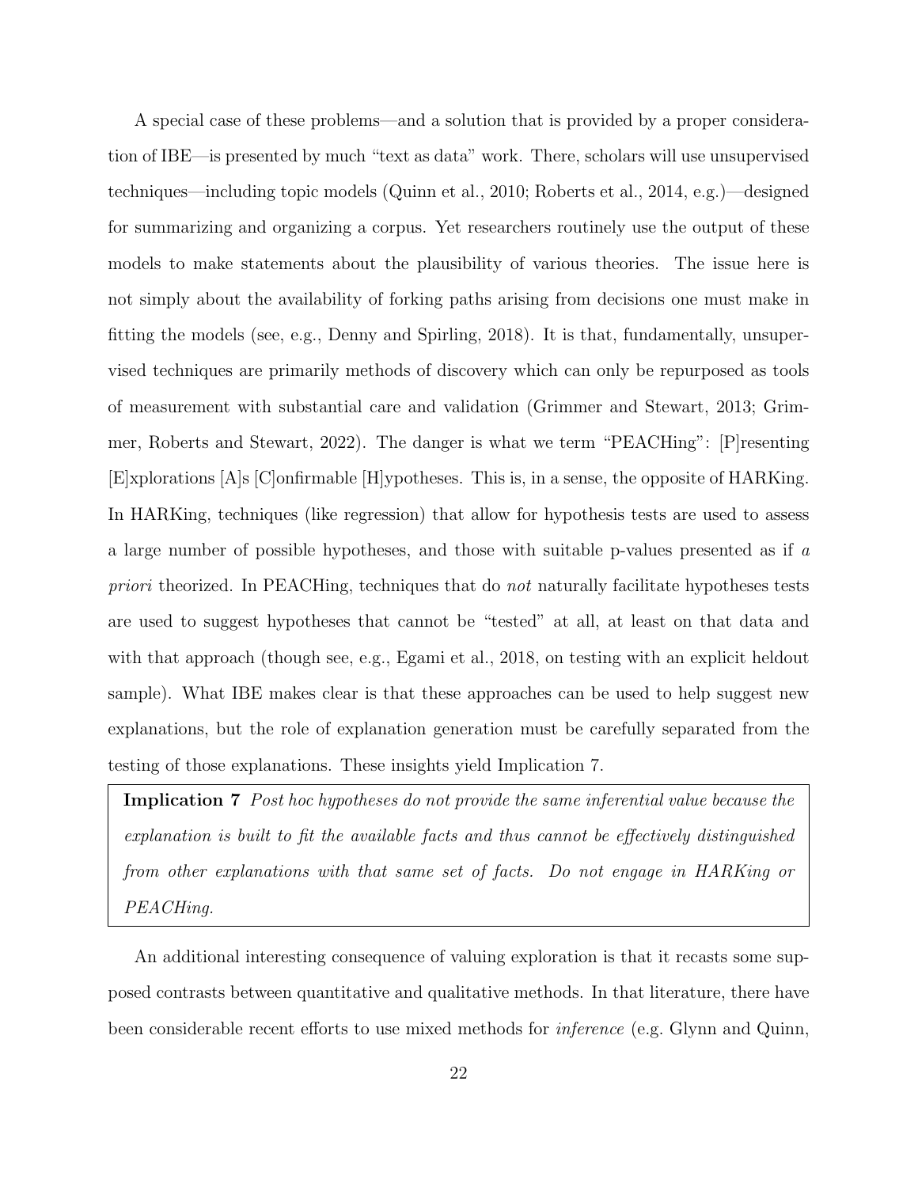A special case of these problems—and a solution that is provided by a proper consideration of IBE—is presented by much "text as data" work. There, scholars will use unsupervised techniques—including topic models (Quinn et al., 2010; Roberts et al., 2014, e.g.)—designed for summarizing and organizing a corpus. Yet researchers routinely use the output of these models to make statements about the plausibility of various theories. The issue here is not simply about the availability of forking paths arising from decisions one must make in fitting the models (see, e.g., Denny and Spirling, 2018). It is that, fundamentally, unsupervised techniques are primarily methods of discovery which can only be repurposed as tools of measurement with substantial care and validation (Grimmer and Stewart, 2013; Grimmer, Roberts and Stewart, 2022). The danger is what we term "PEACHing": [P]resenting [E]xplorations [A]s [C]onfirmable [H]ypotheses. This is, in a sense, the opposite of HARKing. In HARKing, techniques (like regression) that allow for hypothesis tests are used to assess a large number of possible hypotheses, and those with suitable p-values presented as if *a priori* theorized. In PEACHing, techniques that do *not* naturally facilitate hypotheses tests are used to suggest hypotheses that cannot be "tested" at all, at least on that data and with that approach (though see, e.g., Egami et al., 2018, on testing with an explicit heldout sample). What IBE makes clear is that these approaches can be used to help suggest new explanations, but the role of explanation generation must be carefully separated from the testing of those explanations. These insights yield Implication 7.

> **Implication 7** *Post hoc hypotheses do not provide the same inferential value because the explanation is built to fit the available facts and thus cannot be effectively distinguished from other explanations with that same set of facts. Do not engage in HARKing or PEACHing.*

An additional interesting consequence of valuing exploration is that it recasts some supposed contrasts between quantitative and qualitative methods. In that literature, there have been considerable recent efforts to use mixed methods for *inference* (e.g. Glynn and Quinn,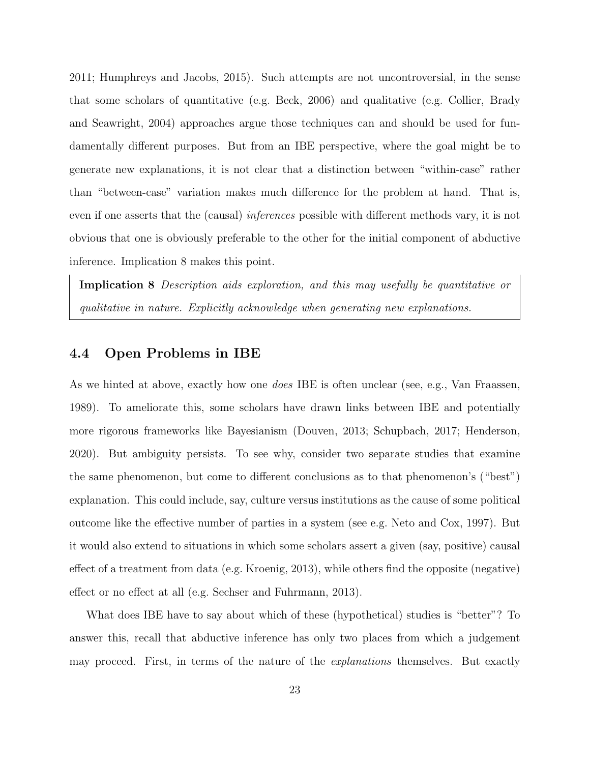2011; Humphreys and Jacobs, 2015). Such attempts are not uncontroversial, in the sense that some scholars of quantitative (e.g. Beck, 2006) and qualitative (e.g. Collier, Brady and Seawright, 2004) approaches argue those techniques can and should be used for fundamentally different purposes. But from an IBE perspective, where the goal might be to generate new explanations, it is not clear that a distinction between "within-case" rather than "between-case" variation makes much difference for the problem at hand. That is, even if one asserts that the (causal) *inferences* possible with different methods vary, it is not obvious that one is obviously preferable to the other for the initial component of abductive inference. Implication 8 makes this point.

> **Implication 8** *Description aids exploration, and this may usefully be quantitative or qualitative in nature. Explicitly acknowledge when generating new explanations.*

## 4.4 Open Problems in IBE

As we hinted at above, exactly how one *does* IBE is often unclear (see, e.g., Van Fraassen, 1989). To ameliorate this, some scholars have drawn links between IBE and potentially more rigorous frameworks like Bayesianism (Douven, 2013; Schupbach, 2017; Henderson, 2020). But ambiguity persists. To see why, consider two separate studies that examine the same phenomenon, but come to different conclusions as to that phenomenon's ("best") explanation. This could include, say, culture versus institutions as the cause of some political outcome like the effective number of parties in a system (see e.g. Neto and Cox, 1997). But it would also extend to situations in which some scholars assert a given (say, positive) causal effect of a treatment from data (e.g. Kroenig, 2013), while others find the opposite (negative) effect or no effect at all (e.g. Sechser and Fuhrmann, 2013).

What does IBE have to say about which of these (hypothetical) studies is "better"? To answer this, recall that abductive inference has only two places from which a judgement may proceed. First, in terms of the nature of the *explanations* themselves. But exactly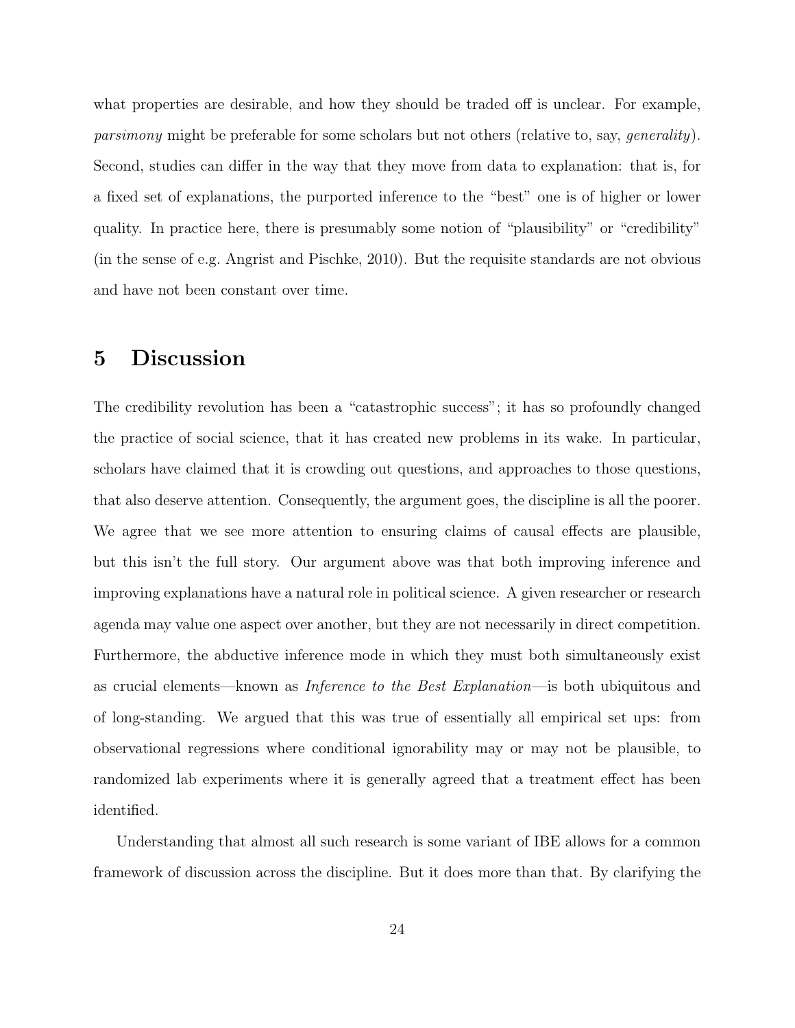what properties are desirable, and how they should be traded off is unclear. For example, *parsimony* might be preferable for some scholars but not others (relative to, say, *generality*). Second, studies can differ in the way that they move from data to explanation: that is, for a fixed set of explanations, the purported inference to the "best" one is of higher or lower quality. In practice here, there is presumably some notion of "plausibility" or "credibility" (in the sense of e.g. Angrist and Pischke, 2010). But the requisite standards are not obvious and have not been constant over time.

# 5 Discussion

The credibility revolution has been a "catastrophic success"; it has so profoundly changed the practice of social science, that it has created new problems in its wake. In particular, scholars have claimed that it is crowding out questions, and approaches to those questions, that also deserve attention. Consequently, the argument goes, the discipline is all the poorer. We agree that we see more attention to ensuring claims of causal effects are plausible, but this isn't the full story. Our argument above was that both improving inference and improving explanations have a natural role in political science. A given researcher or research agenda may value one aspect over another, but they are not necessarily in direct competition. Furthermore, the abductive inference mode in which they must both simultaneously exist as crucial elements—known as *Inference to the Best Explanation*—is both ubiquitous and of long-standing. We argued that this was true of essentially all empirical set ups: from observational regressions where conditional ignorability may or may not be plausible, to randomized lab experiments where it is generally agreed that a treatment effect has been identified.

Understanding that almost all such research is some variant of IBE allows for a common framework of discussion across the discipline. But it does more than that. By clarifying the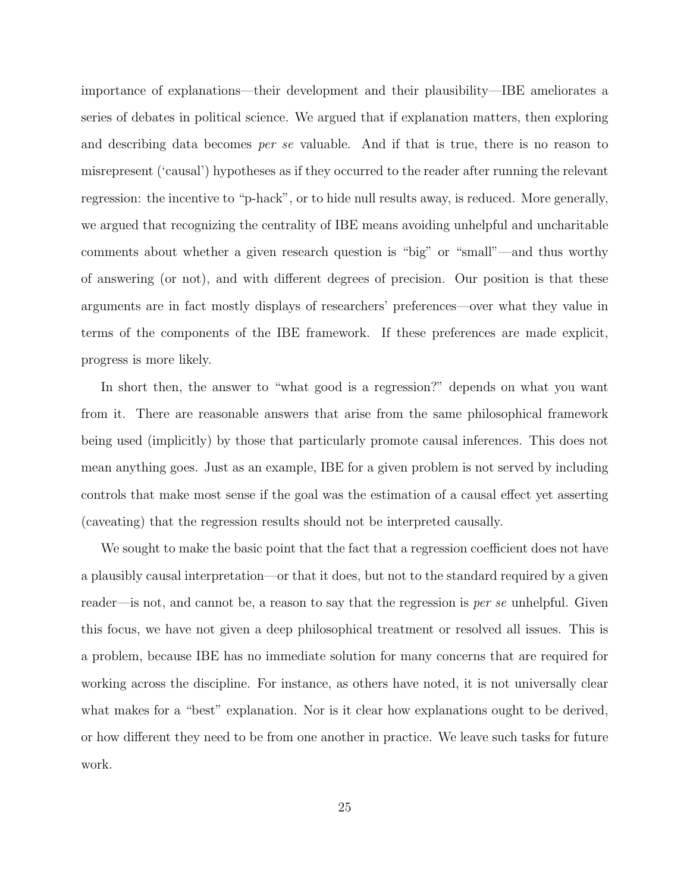importance of explanations—their development and their plausibility—IBE ameliorates a series of debates in political science. We argued that if explanation matters, then exploring and describing data becomes *per se* valuable. And if that is true, there is no reason to misrepresent ('causal') hypotheses as if they occurred to the reader after running the relevant regression: the incentive to "p-hack", or to hide null results away, is reduced. More generally, we argued that recognizing the centrality of IBE means avoiding unhelpful and uncharitable comments about whether a given research question is "big" or "small"—and thus worthy of answering (or not), and with different degrees of precision. Our position is that these arguments are in fact mostly displays of researchers' preferences—over what they value in terms of the components of the IBE framework. If these preferences are made explicit, progress is more likely.

In short then, the answer to "what good is a regression?" depends on what you want from it. There are reasonable answers that arise from the same philosophical framework being used (implicitly) by those that particularly promote causal inferences. This does not mean anything goes. Just as an example, IBE for a given problem is not served by including controls that make most sense if the goal was the estimation of a causal effect yet asserting (caveating) that the regression results should not be interpreted causally.

We sought to make the basic point that the fact that a regression coefficient does not have a plausibly causal interpretation—or that it does, but not to the standard required by a given reader—is not, and cannot be, a reason to say that the regression is *per se* unhelpful. Given this focus, we have not given a deep philosophical treatment or resolved all issues. This is a problem, because IBE has no immediate solution for many concerns that are required for working across the discipline. For instance, as others have noted, it is not universally clear what makes for a "best" explanation. Nor is it clear how explanations ought to be derived, or how different they need to be from one another in practice. We leave such tasks for future work.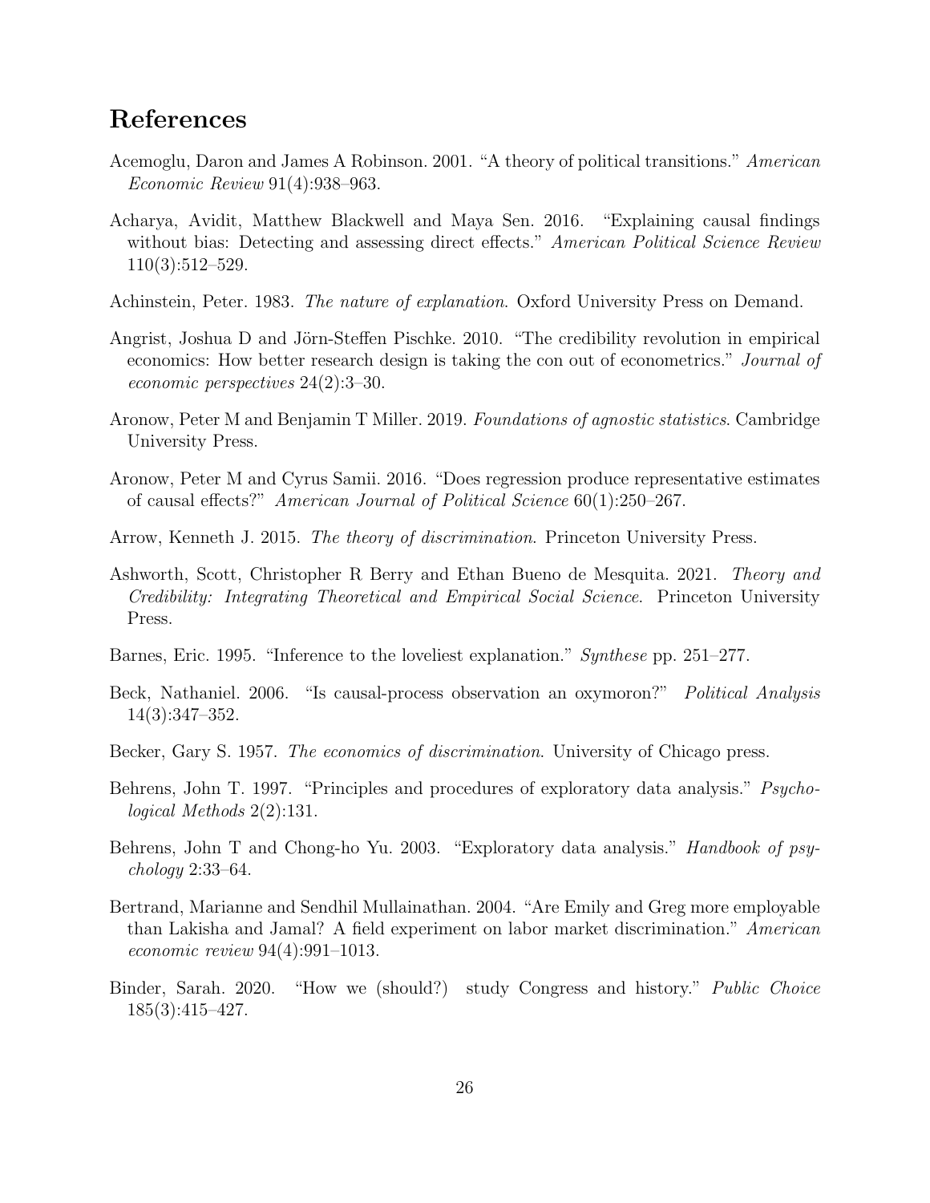## References

Acemoglu, Daron and James A Robinson. 2001. "A theory of political transitions." *American Economic Review* 91(4):938–963.

Acharya, Avidit, Matthew Blackwell and Maya Sen. 2016. "Explaining causal findings without bias: Detecting and assessing direct effects." *American Political Science Review* 110(3):512–529.

Achinstein, Peter. 1983. *The nature of explanation*. Oxford University Press on Demand.

Angrist, Joshua D and Jörn-Steffen Pischke. 2010. "The credibility revolution in empirical economics: How better research design is taking the con out of econometrics." *Journal of economic perspectives* 24(2):3–30.

Aronow, Peter M and Benjamin T Miller. 2019. *Foundations of agnostic statistics*. Cambridge University Press.

Aronow, Peter M and Cyrus Samii. 2016. "Does regression produce representative estimates of causal effects?" *American Journal of Political Science* 60(1):250–267.

Arrow, Kenneth J. 2015. *The theory of discrimination*. Princeton University Press.

Ashworth, Scott, Christopher R Berry and Ethan Bueno de Mesquita. 2021. *Theory and Credibility: Integrating Theoretical and Empirical Social Science*. Princeton University Press.

Barnes, Eric. 1995. "Inference to the loveliest explanation." *Synthese* pp. 251–277.

Beck, Nathaniel. 2006. "Is causal-process observation an oxymoron?" *Political Analysis* 14(3):347–352.

Becker, Gary S. 1957. *The economics of discrimination*. University of Chicago press.

Behrens, John T. 1997. "Principles and procedures of exploratory data analysis." *Psychological Methods* 2(2):131.

Behrens, John T and Chong-ho Yu. 2003. "Exploratory data analysis." *Handbook of psychology* 2:33–64.

Bertrand, Marianne and Sendhil Mullainathan. 2004. "Are Emily and Greg more employable than Lakisha and Jamal? A field experiment on labor market discrimination." *American economic review* 94(4):991–1013.

Binder, Sarah. 2020. "How we (should?) study Congress and history." *Public Choice* 185(3):415–427.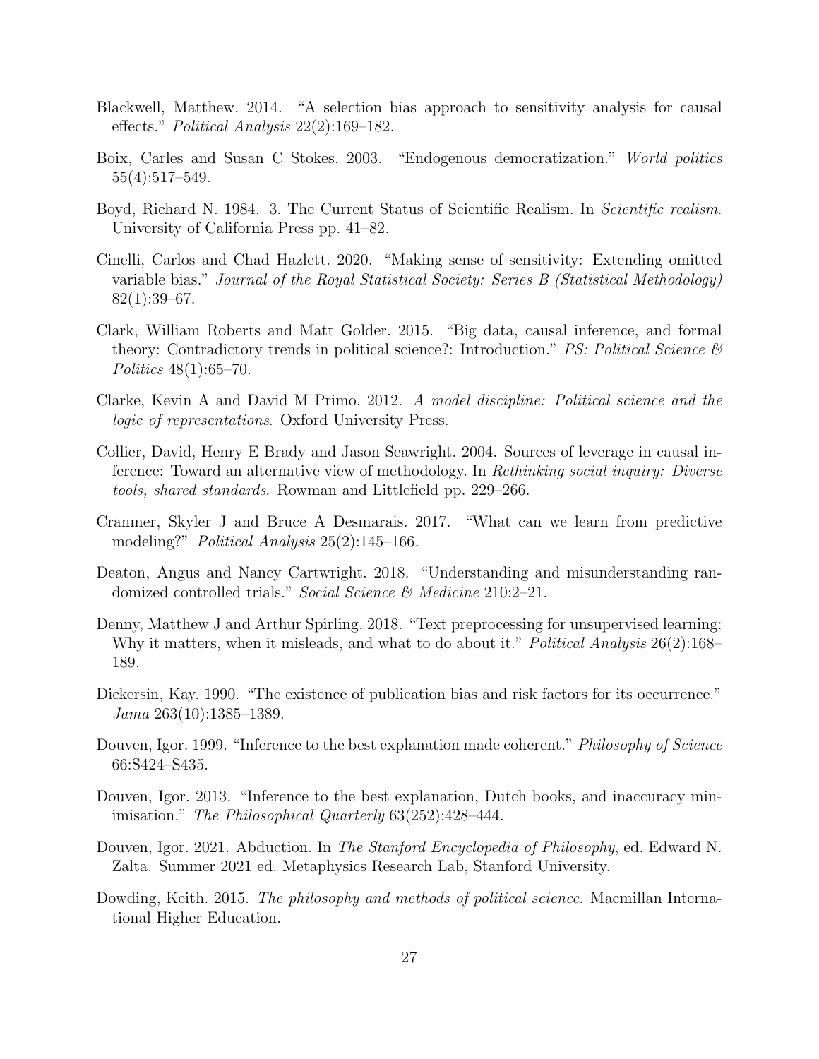Blackwell, Matthew. 2014. "A selection bias approach to sensitivity analysis for causal effects." *Political Analysis* 22(2):169–182.

Boix, Carles and Susan C Stokes. 2003. "Endogenous democratization." *World politics* 55(4):517–549.

Boyd, Richard N. 1984. 3. The Current Status of Scientific Realism. In *Scientific realism*. University of California Press pp. 41–82.

Cinelli, Carlos and Chad Hazlett. 2020. "Making sense of sensitivity: Extending omitted variable bias." *Journal of the Royal Statistical Society: Series B (Statistical Methodology)* 82(1):39–67.

Clark, William Roberts and Matt Golder. 2015. "Big data, causal inference, and formal theory: Contradictory trends in political science?: Introduction." *PS: Political Science & Politics* 48(1):65–70.

Clarke, Kevin A and David M Primo. 2012. *A model discipline: Political science and the logic of representations*. Oxford University Press.

Collier, David, Henry E Brady and Jason Seawright. 2004. Sources of leverage in causal inference: Toward an alternative view of methodology. In *Rethinking social inquiry: Diverse tools, shared standards*. Rowman and Littlefield pp. 229–266.

Cranmer, Skyler J and Bruce A Desmarais. 2017. "What can we learn from predictive modeling?" *Political Analysis* 25(2):145–166.

Deaton, Angus and Nancy Cartwright. 2018. "Understanding and misunderstanding randomized controlled trials." *Social Science & Medicine* 210:2–21.

Denny, Matthew J and Arthur Spirling. 2018. "Text preprocessing for unsupervised learning: Why it matters, when it misleads, and what to do about it." *Political Analysis* 26(2):168–189.

Dickersin, Kay. 1990. "The existence of publication bias and risk factors for its occurrence." *Jama* 263(10):1385–1389.

Douven, Igor. 1999. "Inference to the best explanation made coherent." *Philosophy of Science* 66:S424–S435.

Douven, Igor. 2013. "Inference to the best explanation, Dutch books, and inaccuracy minimisation." *The Philosophical Quarterly* 63(252):428–444.

Douven, Igor. 2021. Abduction. In *The Stanford Encyclopedia of Philosophy*, ed. Edward N. Zalta. Summer 2021 ed. Metaphysics Research Lab, Stanford University.

Dowding, Keith. 2015. *The philosophy and methods of political science*. Macmillan International Higher Education.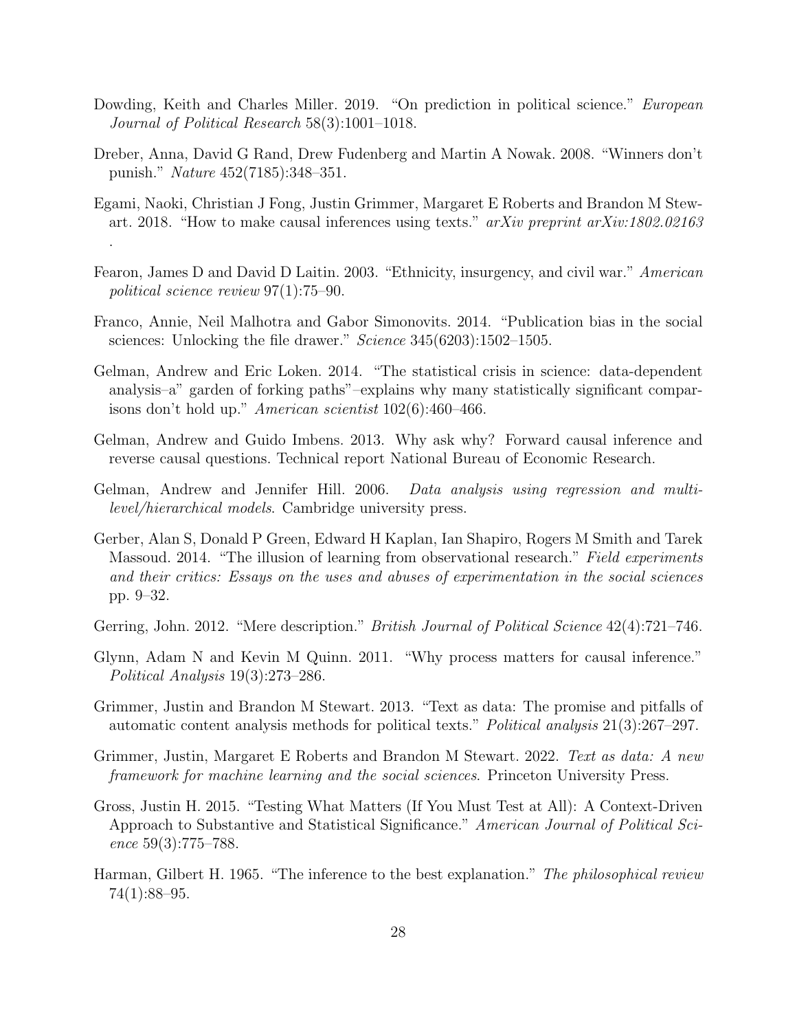Dowding, Keith and Charles Miller. 2019. "On prediction in political science." *European Journal of Political Research* 58(3):1001–1018.

Dreber, Anna, David G Rand, Drew Fudenberg and Martin A Nowak. 2008. "Winners don't punish." *Nature* 452(7185):348–351.

Egami, Naoki, Christian J Fong, Justin Grimmer, Margaret E Roberts and Brandon M Stewart. 2018. "How to make causal inferences using texts." *arXiv preprint arXiv:1802.02163* .

Fearon, James D and David D Laitin. 2003. "Ethnicity, insurgency, and civil war." *American political science review* 97(1):75–90.

Franco, Annie, Neil Malhotra and Gabor Simonovits. 2014. "Publication bias in the social sciences: Unlocking the file drawer." *Science* 345(6203):1502–1505.

Gelman, Andrew and Eric Loken. 2014. "The statistical crisis in science: data-dependent analysis–a" garden of forking paths"–explains why many statistically significant comparisons don't hold up." *American scientist* 102(6):460–466.

Gelman, Andrew and Guido Imbens. 2013. Why ask why? Forward causal inference and reverse causal questions. Technical report National Bureau of Economic Research.

Gelman, Andrew and Jennifer Hill. 2006. *Data analysis using regression and multilevel/hierarchical models*. Cambridge university press.

Gerber, Alan S, Donald P Green, Edward H Kaplan, Ian Shapiro, Rogers M Smith and Tarek Massoud. 2014. "The illusion of learning from observational research." *Field experiments and their critics: Essays on the uses and abuses of experimentation in the social sciences* pp. 9–32.

Gerring, John. 2012. "Mere description." *British Journal of Political Science* 42(4):721–746.

Glynn, Adam N and Kevin M Quinn. 2011. "Why process matters for causal inference." *Political Analysis* 19(3):273–286.

Grimmer, Justin and Brandon M Stewart. 2013. "Text as data: The promise and pitfalls of automatic content analysis methods for political texts." *Political analysis* 21(3):267–297.

Grimmer, Justin, Margaret E Roberts and Brandon M Stewart. 2022. *Text as data: A new framework for machine learning and the social sciences*. Princeton University Press.

Gross, Justin H. 2015. "Testing What Matters (If You Must Test at All): A Context-Driven Approach to Substantive and Statistical Significance." *American Journal of Political Science* 59(3):775–788.

Harman, Gilbert H. 1965. "The inference to the best explanation." *The philosophical review* 74(1):88–95.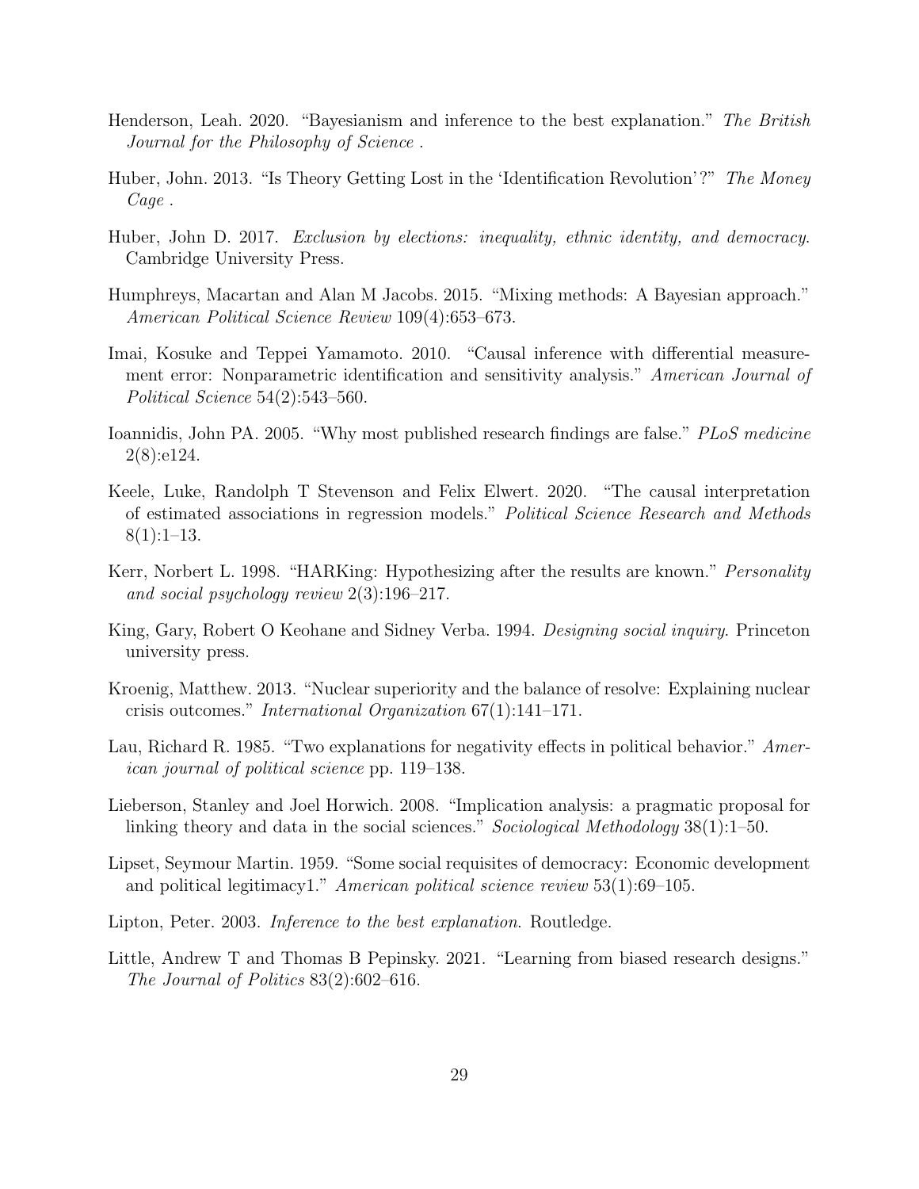Henderson, Leah. 2020. "Bayesianism and inference to the best explanation." *The British Journal for the Philosophy of Science* .

Huber, John. 2013. "Is Theory Getting Lost in the 'Identification Revolution'?" *The Money Cage* .

Huber, John D. 2017. *Exclusion by elections: inequality, ethnic identity, and democracy*. Cambridge University Press.

Humphreys, Macartan and Alan M Jacobs. 2015. "Mixing methods: A Bayesian approach." *American Political Science Review* 109(4):653–673.

Imai, Kosuke and Teppei Yamamoto. 2010. "Causal inference with differential measurement error: Nonparametric identification and sensitivity analysis." *American Journal of Political Science* 54(2):543–560.

Ioannidis, John PA. 2005. "Why most published research findings are false." *PLoS medicine* 2(8):e124.

Keele, Luke, Randolph T Stevenson and Felix Elwert. 2020. "The causal interpretation of estimated associations in regression models." *Political Science Research and Methods* 8(1):1–13.

Kerr, Norbert L. 1998. "HARKing: Hypothesizing after the results are known." *Personality and social psychology review* 2(3):196–217.

King, Gary, Robert O Keohane and Sidney Verba. 1994. *Designing social inquiry*. Princeton university press.

Kroenig, Matthew. 2013. "Nuclear superiority and the balance of resolve: Explaining nuclear crisis outcomes." *International Organization* 67(1):141–171.

Lau, Richard R. 1985. "Two explanations for negativity effects in political behavior." *American journal of political science* pp. 119–138.

Lieberson, Stanley and Joel Horwich. 2008. "Implication analysis: a pragmatic proposal for linking theory and data in the social sciences." *Sociological Methodology* 38(1):1–50.

Lipset, Seymour Martin. 1959. "Some social requisites of democracy: Economic development and political legitimacy1." *American political science review* 53(1):69–105.

Lipton, Peter. 2003. *Inference to the best explanation*. Routledge.

Little, Andrew T and Thomas B Pepinsky. 2021. "Learning from biased research designs." *The Journal of Politics* 83(2):602–616.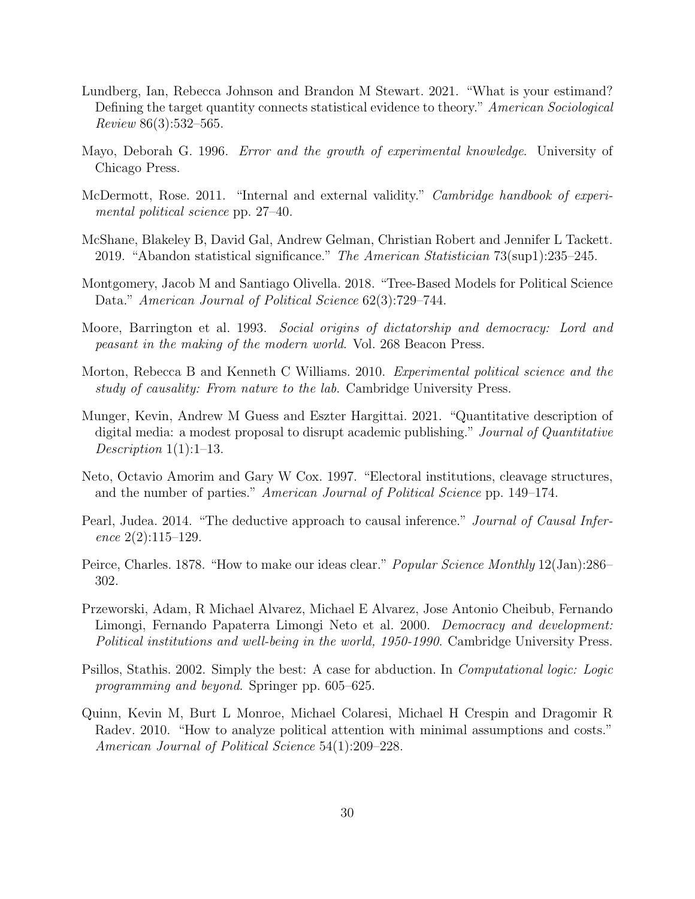Lundberg, Ian, Rebecca Johnson and Brandon M Stewart. 2021. "What is your estimand? Defining the target quantity connects statistical evidence to theory." *American Sociological Review* 86(3):532–565.

Mayo, Deborah G. 1996. *Error and the growth of experimental knowledge*. University of Chicago Press.

McDermott, Rose. 2011. "Internal and external validity." *Cambridge handbook of experimental political science* pp. 27–40.

McShane, Blakeley B, David Gal, Andrew Gelman, Christian Robert and Jennifer L Tackett. 2019. "Abandon statistical significance." *The American Statistician* 73(sup1):235–245.

Montgomery, Jacob M and Santiago Olivella. 2018. "Tree-Based Models for Political Science Data." *American Journal of Political Science* 62(3):729–744.

Moore, Barrington et al. 1993. *Social origins of dictatorship and democracy: Lord and peasant in the making of the modern world*. Vol. 268 Beacon Press.

Morton, Rebecca B and Kenneth C Williams. 2010. *Experimental political science and the study of causality: From nature to the lab*. Cambridge University Press.

Munger, Kevin, Andrew M Guess and Eszter Hargittai. 2021. "Quantitative description of digital media: a modest proposal to disrupt academic publishing." *Journal of Quantitative Description* 1(1):1–13.

Neto, Octavio Amorim and Gary W Cox. 1997. "Electoral institutions, cleavage structures, and the number of parties." *American Journal of Political Science* pp. 149–174.

Pearl, Judea. 2014. "The deductive approach to causal inference." *Journal of Causal Inference* 2(2):115–129.

Peirce, Charles. 1878. "How to make our ideas clear." *Popular Science Monthly* 12(Jan):286–302.

Przeworski, Adam, R Michael Alvarez, Michael E Alvarez, Jose Antonio Cheibub, Fernando Limongi, Fernando Papaterra Limongi Neto et al. 2000. *Democracy and development: Political institutions and well-being in the world, 1950-1990*. Cambridge University Press.

Psillos, Stathis. 2002. Simply the best: A case for abduction. In *Computational logic: Logic programming and beyond*. Springer pp. 605–625.

Quinn, Kevin M, Burt L Monroe, Michael Colaresi, Michael H Crespin and Dragomir R Radev. 2010. "How to analyze political attention with minimal assumptions and costs." *American Journal of Political Science* 54(1):209–228.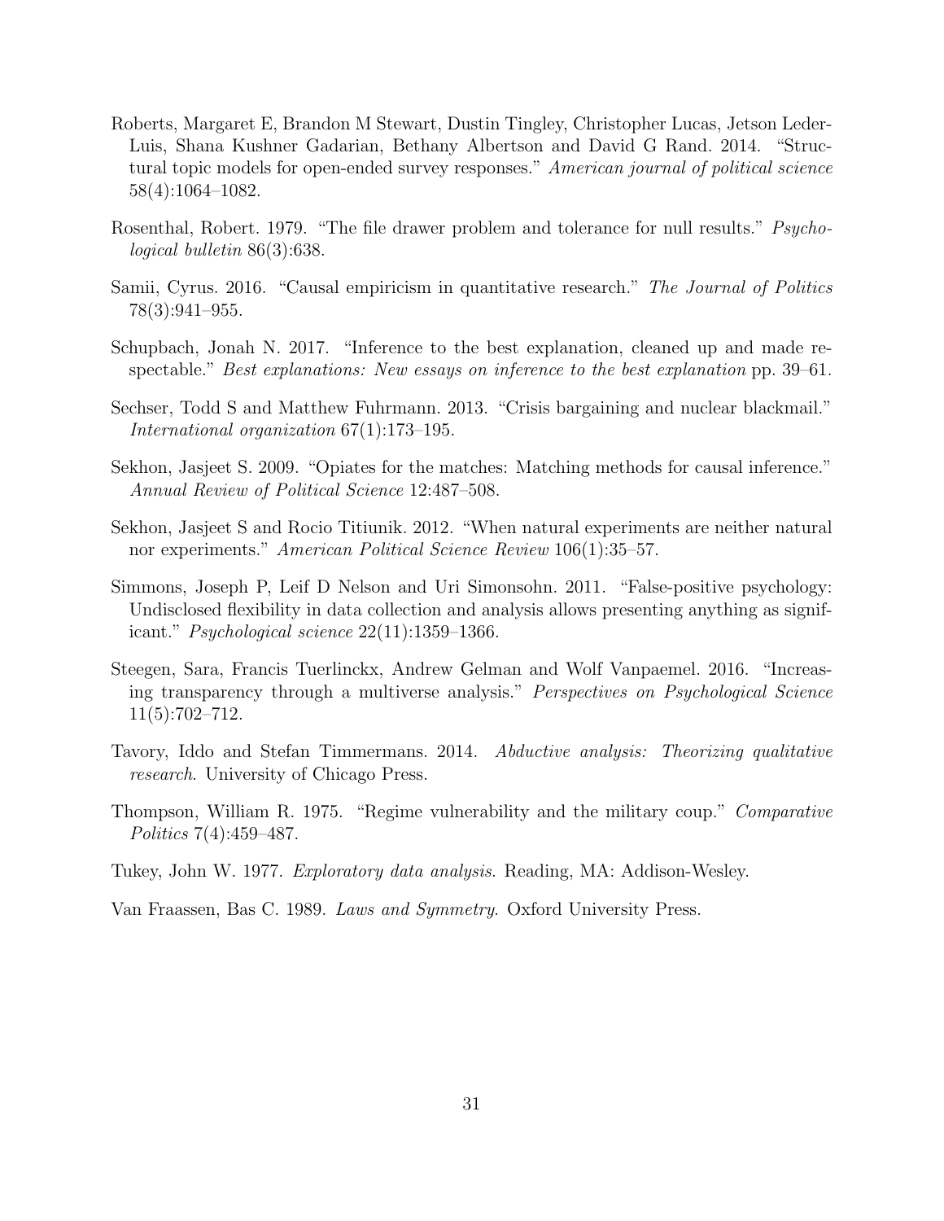Roberts, Margaret E, Brandon M Stewart, Dustin Tingley, Christopher Lucas, Jetson Leder-Luis, Shana Kushner Gadarian, Bethany Albertson and David G Rand. 2014. "Structural topic models for open-ended survey responses." *American journal of political science* 58(4):1064–1082.

Rosenthal, Robert. 1979. "The file drawer problem and tolerance for null results." *Psychological bulletin* 86(3):638.

Samii, Cyrus. 2016. "Causal empiricism in quantitative research." *The Journal of Politics* 78(3):941–955.

Schupbach, Jonah N. 2017. "Inference to the best explanation, cleaned up and made respectable." *Best explanations: New essays on inference to the best explanation* pp. 39–61.

Sechser, Todd S and Matthew Fuhrmann. 2013. "Crisis bargaining and nuclear blackmail." *International organization* 67(1):173–195.

Sekhon, Jasjeet S. 2009. "Opiates for the matches: Matching methods for causal inference." *Annual Review of Political Science* 12:487–508.

Sekhon, Jasjeet S and Rocio Titiunik. 2012. "When natural experiments are neither natural nor experiments." *American Political Science Review* 106(1):35–57.

Simmons, Joseph P, Leif D Nelson and Uri Simonsohn. 2011. "False-positive psychology: Undisclosed flexibility in data collection and analysis allows presenting anything as significant." *Psychological science* 22(11):1359–1366.

Steegen, Sara, Francis Tuerlinckx, Andrew Gelman and Wolf Vanpaemel. 2016. "Increasing transparency through a multiverse analysis." *Perspectives on Psychological Science* 11(5):702–712.

Tavory, Iddo and Stefan Timmermans. 2014. *Abductive analysis: Theorizing qualitative research*. University of Chicago Press.

Thompson, William R. 1975. "Regime vulnerability and the military coup." *Comparative Politics* 7(4):459–487.

Tukey, John W. 1977. *Exploratory data analysis*. Reading, MA: Addison-Wesley.

Van Fraassen, Bas C. 1989. *Laws and Symmetry*. Oxford University Press.